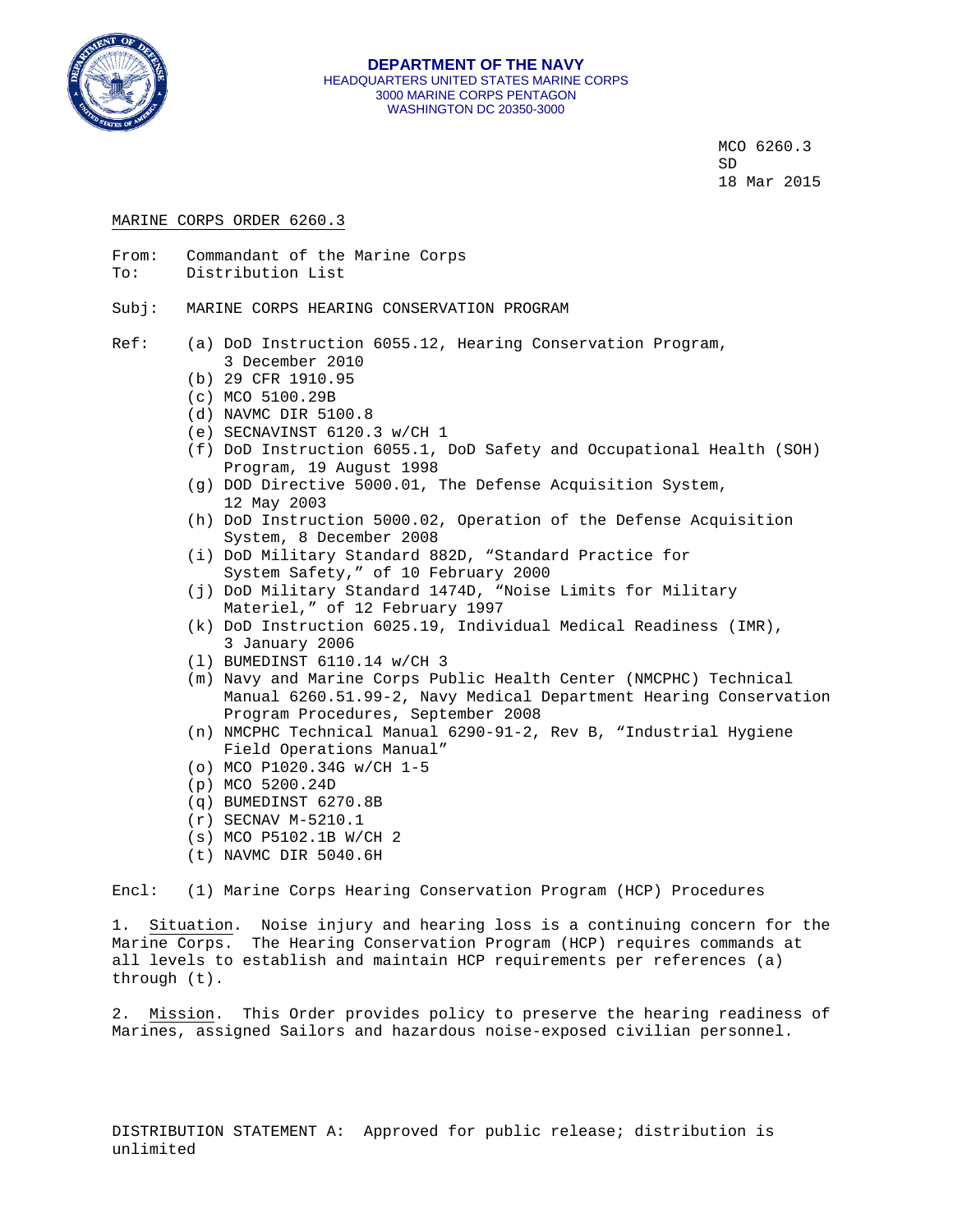**DEPARTMENT OF THE NAVY**
HEADQUARTERS UNITED STATES MARINE CORPS
3000 MARINE CORPS PENTAGON
WASHINGTON DC 20350-3000

MCO 6260.3
SD
18 Mar 2015

MARINE CORPS ORDER 6260.3

From: Commandant of the Marine Corps
To: Distribution List

Subj: MARINE CORPS HEARING CONSERVATION PROGRAM

Ref:
(a) DoD Instruction 6055.12, Hearing Conservation Program, 3 December 2010
(b) 29 CFR 1910.95
(c) MCO 5100.29B
(d) NAVMC DIR 5100.8
(e) SECNAVINST 6120.3 w/CH 1
(f) DoD Instruction 6055.1, DoD Safety and Occupational Health (SOH) Program, 19 August 1998
(g) DOD Directive 5000.01, The Defense Acquisition System, 12 May 2003
(h) DoD Instruction 5000.02, Operation of the Defense Acquisition System, 8 December 2008
(i) DoD Military Standard 882D, “Standard Practice for System Safety,” of 10 February 2000
(j) DoD Military Standard 1474D, “Noise Limits for Military Materiel,” of 12 February 1997
(k) DoD Instruction 6025.19, Individual Medical Readiness (IMR), 3 January 2006
(l) BUMEDINST 6110.14 w/CH 3
(m) Navy and Marine Corps Public Health Center (NMCPHC) Technical Manual 6260.51.99-2, Navy Medical Department Hearing Conservation Program Procedures, September 2008
(n) NMCPHC Technical Manual 6290-91-2, Rev B, “Industrial Hygiene Field Operations Manual”
(o) MCO P1020.34G w/CH 1-5
(p) MCO 5200.24D
(q) BUMEDINST 6270.8B
(r) SECNAV M-5210.1
(s) MCO P5102.1B W/CH 2
(t) NAVMC DIR 5040.6H

Encl: (1) Marine Corps Hearing Conservation Program (HCP) Procedures

1. Situation. Noise injury and hearing loss is a continuing concern for the Marine Corps. The Hearing Conservation Program (HCP) requires commands at all levels to establish and maintain HCP requirements per references (a) through (t).

2. Mission. This Order provides policy to preserve the hearing readiness of Marines, assigned Sailors and hazardous noise-exposed civilian personnel.

DISTRIBUTION STATEMENT A: Approved for public release; distribution is unlimited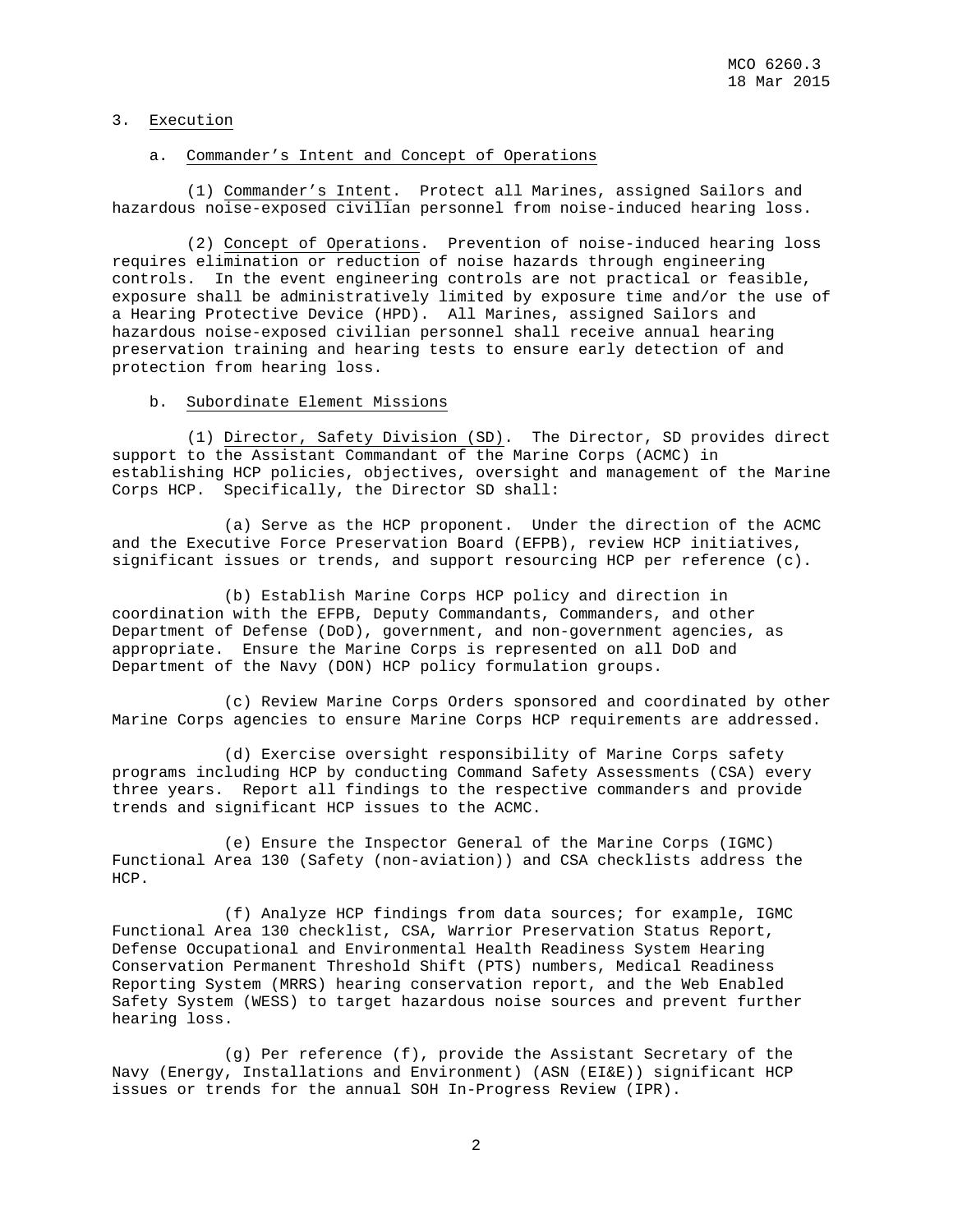3. Execution

a. Commander's Intent and Concept of Operations

(1) Commander's Intent. Protect all Marines, assigned Sailors and hazardous noise-exposed civilian personnel from noise-induced hearing loss.

(2) Concept of Operations. Prevention of noise-induced hearing loss requires elimination or reduction of noise hazards through engineering controls. In the event engineering controls are not practical or feasible, exposure shall be administratively limited by exposure time and/or the use of a Hearing Protective Device (HPD). All Marines, assigned Sailors and hazardous noise-exposed civilian personnel shall receive annual hearing preservation training and hearing tests to ensure early detection of and protection from hearing loss.

b. Subordinate Element Missions

(1) Director, Safety Division (SD). The Director, SD provides direct support to the Assistant Commandant of the Marine Corps (ACMC) in establishing HCP policies, objectives, oversight and management of the Marine Corps HCP. Specifically, the Director SD shall:

(a) Serve as the HCP proponent. Under the direction of the ACMC and the Executive Force Preservation Board (EFPB), review HCP initiatives, significant issues or trends, and support resourcing HCP per reference (c).

(b) Establish Marine Corps HCP policy and direction in coordination with the EFPB, Deputy Commandants, Commanders, and other Department of Defense (DoD), government, and non-government agencies, as appropriate. Ensure the Marine Corps is represented on all DoD and Department of the Navy (DON) HCP policy formulation groups.

(c) Review Marine Corps Orders sponsored and coordinated by other Marine Corps agencies to ensure Marine Corps HCP requirements are addressed.

(d) Exercise oversight responsibility of Marine Corps safety programs including HCP by conducting Command Safety Assessments (CSA) every three years. Report all findings to the respective commanders and provide trends and significant HCP issues to the ACMC.

(e) Ensure the Inspector General of the Marine Corps (IGMC) Functional Area 130 (Safety (non-aviation)) and CSA checklists address the HCP.

(f) Analyze HCP findings from data sources; for example, IGMC Functional Area 130 checklist, CSA, Warrior Preservation Status Report, Defense Occupational and Environmental Health Readiness System Hearing Conservation Permanent Threshold Shift (PTS) numbers, Medical Readiness Reporting System (MRRS) hearing conservation report, and the Web Enabled Safety System (WESS) to target hazardous noise sources and prevent further hearing loss.

(g) Per reference (f), provide the Assistant Secretary of the Navy (Energy, Installations and Environment) (ASN (EI&E)) significant HCP issues or trends for the annual SOH In-Progress Review (IPR).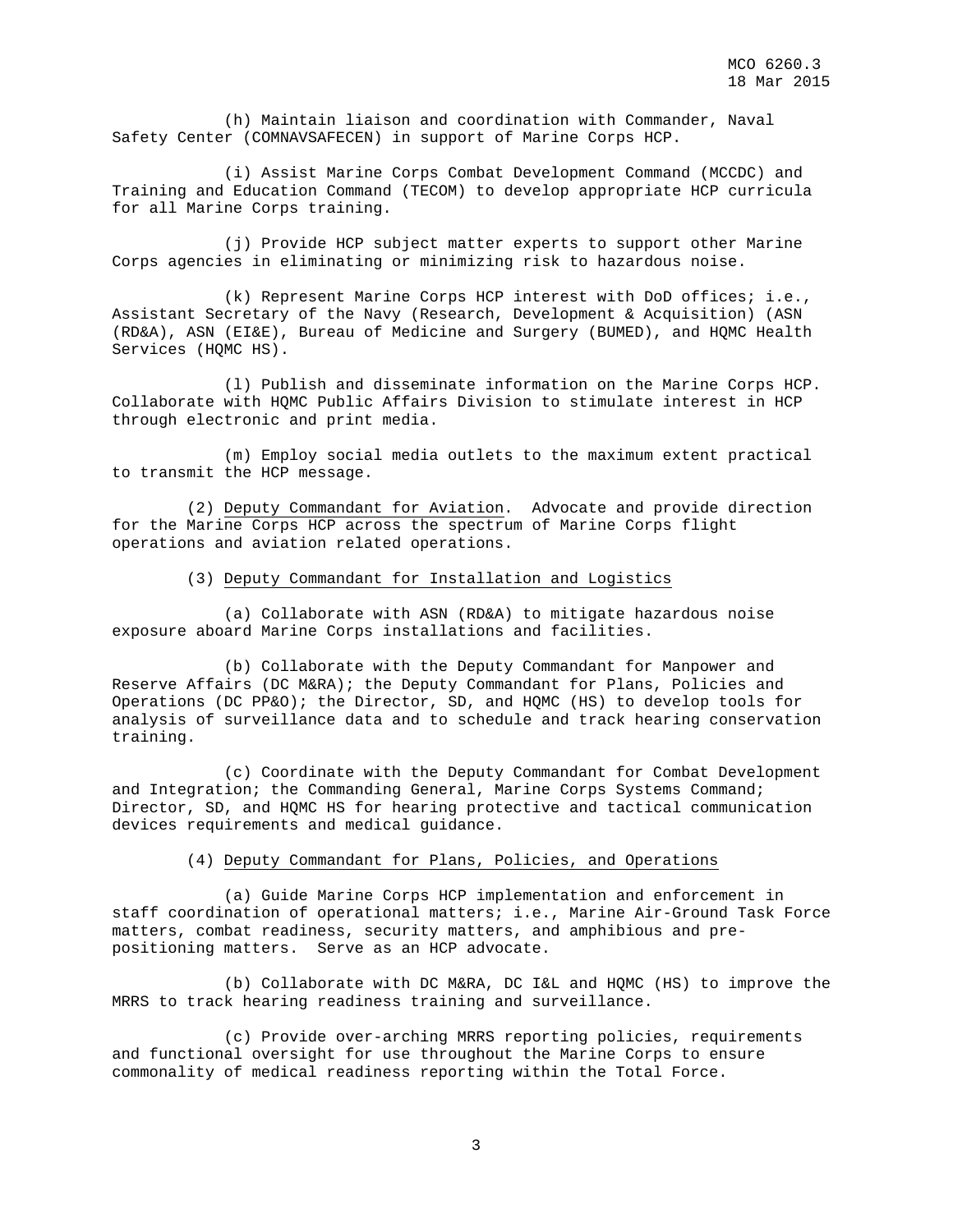(h) Maintain liaison and coordination with Commander, Naval Safety Center (COMNAVSAFECEN) in support of Marine Corps HCP.

(i) Assist Marine Corps Combat Development Command (MCCDC) and Training and Education Command (TECOM) to develop appropriate HCP curricula for all Marine Corps training.

(j) Provide HCP subject matter experts to support other Marine Corps agencies in eliminating or minimizing risk to hazardous noise.

(k) Represent Marine Corps HCP interest with DoD offices; i.e., Assistant Secretary of the Navy (Research, Development & Acquisition) (ASN (RD&A), ASN (EI&E), Bureau of Medicine and Surgery (BUMED), and HQMC Health Services (HQMC HS).

(l) Publish and disseminate information on the Marine Corps HCP. Collaborate with HQMC Public Affairs Division to stimulate interest in HCP through electronic and print media.

(m) Employ social media outlets to the maximum extent practical to transmit the HCP message.

(2) <u>Deputy Commandant for Aviation</u>. Advocate and provide direction for the Marine Corps HCP across the spectrum of Marine Corps flight operations and aviation related operations.

(3) <u>Deputy Commandant for Installation and Logistics</u>

(a) Collaborate with ASN (RD&A) to mitigate hazardous noise exposure aboard Marine Corps installations and facilities.

(b) Collaborate with the Deputy Commandant for Manpower and Reserve Affairs (DC M&RA); the Deputy Commandant for Plans, Policies and Operations (DC PP&O); the Director, SD, and HQMC (HS) to develop tools for analysis of surveillance data and to schedule and track hearing conservation training.

(c) Coordinate with the Deputy Commandant for Combat Development and Integration; the Commanding General, Marine Corps Systems Command; Director, SD, and HQMC HS for hearing protective and tactical communication devices requirements and medical guidance.

(4) <u>Deputy Commandant for Plans, Policies, and Operations</u>

(a) Guide Marine Corps HCP implementation and enforcement in staff coordination of operational matters; i.e., Marine Air-Ground Task Force matters, combat readiness, security matters, and amphibious and pre-positioning matters. Serve as an HCP advocate.

(b) Collaborate with DC M&RA, DC I&L and HQMC (HS) to improve the MRRS to track hearing readiness training and surveillance.

(c) Provide over-arching MRRS reporting policies, requirements and functional oversight for use throughout the Marine Corps to ensure commonality of medical readiness reporting within the Total Force.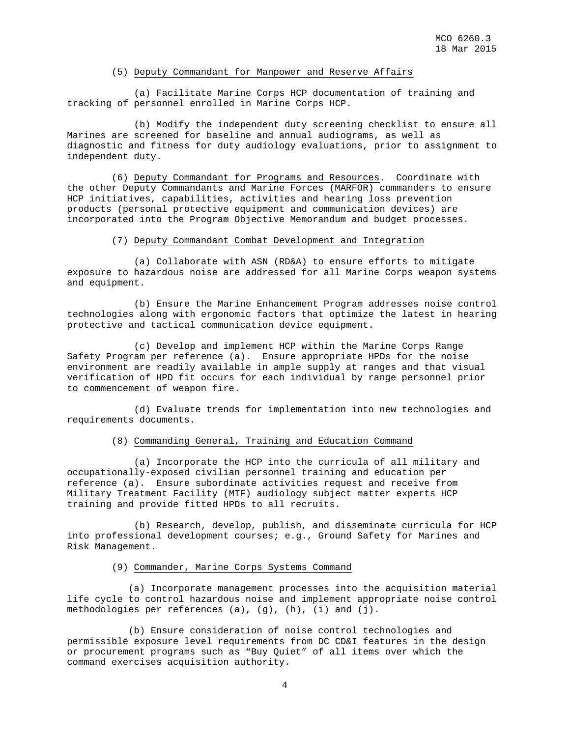(5) Deputy Commandant for Manpower and Reserve Affairs

(a) Facilitate Marine Corps HCP documentation of training and tracking of personnel enrolled in Marine Corps HCP.

(b) Modify the independent duty screening checklist to ensure all Marines are screened for baseline and annual audiograms, as well as diagnostic and fitness for duty audiology evaluations, prior to assignment to independent duty.

(6) Deputy Commandant for Programs and Resources. Coordinate with the other Deputy Commandants and Marine Forces (MARFOR) commanders to ensure HCP initiatives, capabilities, activities and hearing loss prevention products (personal protective equipment and communication devices) are incorporated into the Program Objective Memorandum and budget processes.

(7) Deputy Commandant Combat Development and Integration

(a) Collaborate with ASN (RD&A) to ensure efforts to mitigate exposure to hazardous noise are addressed for all Marine Corps weapon systems and equipment.

(b) Ensure the Marine Enhancement Program addresses noise control technologies along with ergonomic factors that optimize the latest in hearing protective and tactical communication device equipment.

(c) Develop and implement HCP within the Marine Corps Range Safety Program per reference (a). Ensure appropriate HPDs for the noise environment are readily available in ample supply at ranges and that visual verification of HPD fit occurs for each individual by range personnel prior to commencement of weapon fire.

(d) Evaluate trends for implementation into new technologies and requirements documents.

(8) Commanding General, Training and Education Command

(a) Incorporate the HCP into the curricula of all military and occupationally-exposed civilian personnel training and education per reference (a). Ensure subordinate activities request and receive from Military Treatment Facility (MTF) audiology subject matter experts HCP training and provide fitted HPDs to all recruits.

(b) Research, develop, publish, and disseminate curricula for HCP into professional development courses; e.g., Ground Safety for Marines and Risk Management.

(9) Commander, Marine Corps Systems Command

(a) Incorporate management processes into the acquisition material life cycle to control hazardous noise and implement appropriate noise control methodologies per references (a), (g), (h), (i) and (j).

(b) Ensure consideration of noise control technologies and permissible exposure level requirements from DC CD&I features in the design or procurement programs such as "Buy Quiet" of all items over which the command exercises acquisition authority.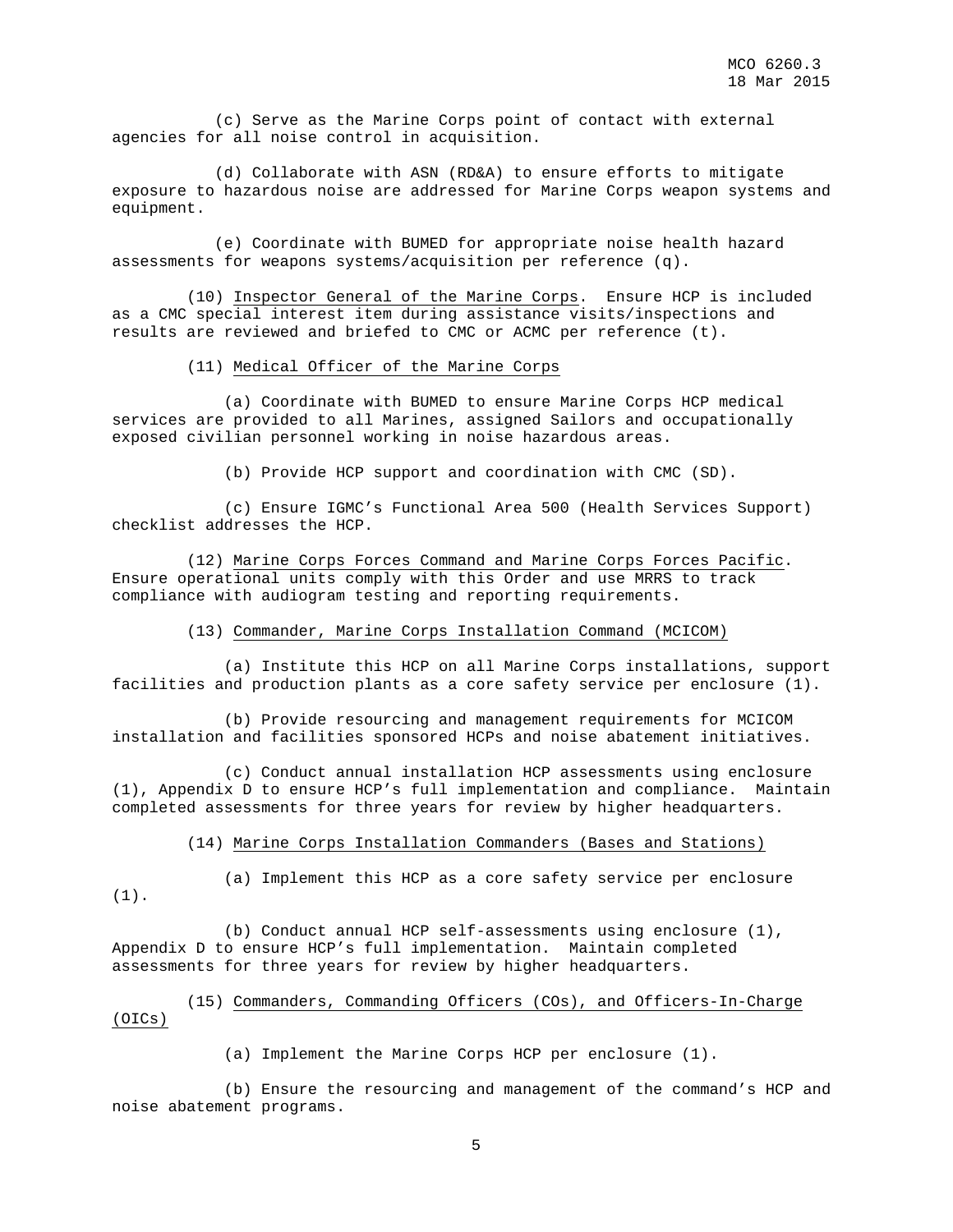(c) Serve as the Marine Corps point of contact with external agencies for all noise control in acquisition.

(d) Collaborate with ASN (RD&A) to ensure efforts to mitigate exposure to hazardous noise are addressed for Marine Corps weapon systems and equipment.

(e) Coordinate with BUMED for appropriate noise health hazard assessments for weapons systems/acquisition per reference (q).

(10) Inspector General of the Marine Corps. Ensure HCP is included as a CMC special interest item during assistance visits/inspections and results are reviewed and briefed to CMC or ACMC per reference (t).

(11) Medical Officer of the Marine Corps

(a) Coordinate with BUMED to ensure Marine Corps HCP medical services are provided to all Marines, assigned Sailors and occupationally exposed civilian personnel working in noise hazardous areas.

(b) Provide HCP support and coordination with CMC (SD).

(c) Ensure IGMC's Functional Area 500 (Health Services Support) checklist addresses the HCP.

(12) Marine Corps Forces Command and Marine Corps Forces Pacific. Ensure operational units comply with this Order and use MRRS to track compliance with audiogram testing and reporting requirements.

(13) Commander, Marine Corps Installation Command (MCICOM)

(a) Institute this HCP on all Marine Corps installations, support facilities and production plants as a core safety service per enclosure (1).

(b) Provide resourcing and management requirements for MCICOM installation and facilities sponsored HCPs and noise abatement initiatives.

(c) Conduct annual installation HCP assessments using enclosure (1), Appendix D to ensure HCP's full implementation and compliance. Maintain completed assessments for three years for review by higher headquarters.

(14) Marine Corps Installation Commanders (Bases and Stations)

(a) Implement this HCP as a core safety service per enclosure (1).

(b) Conduct annual HCP self-assessments using enclosure (1), Appendix D to ensure HCP's full implementation. Maintain completed assessments for three years for review by higher headquarters.

(15) Commanders, Commanding Officers (COs), and Officers-In-Charge (OICs)

(a) Implement the Marine Corps HCP per enclosure (1).

(b) Ensure the resourcing and management of the command's HCP and noise abatement programs.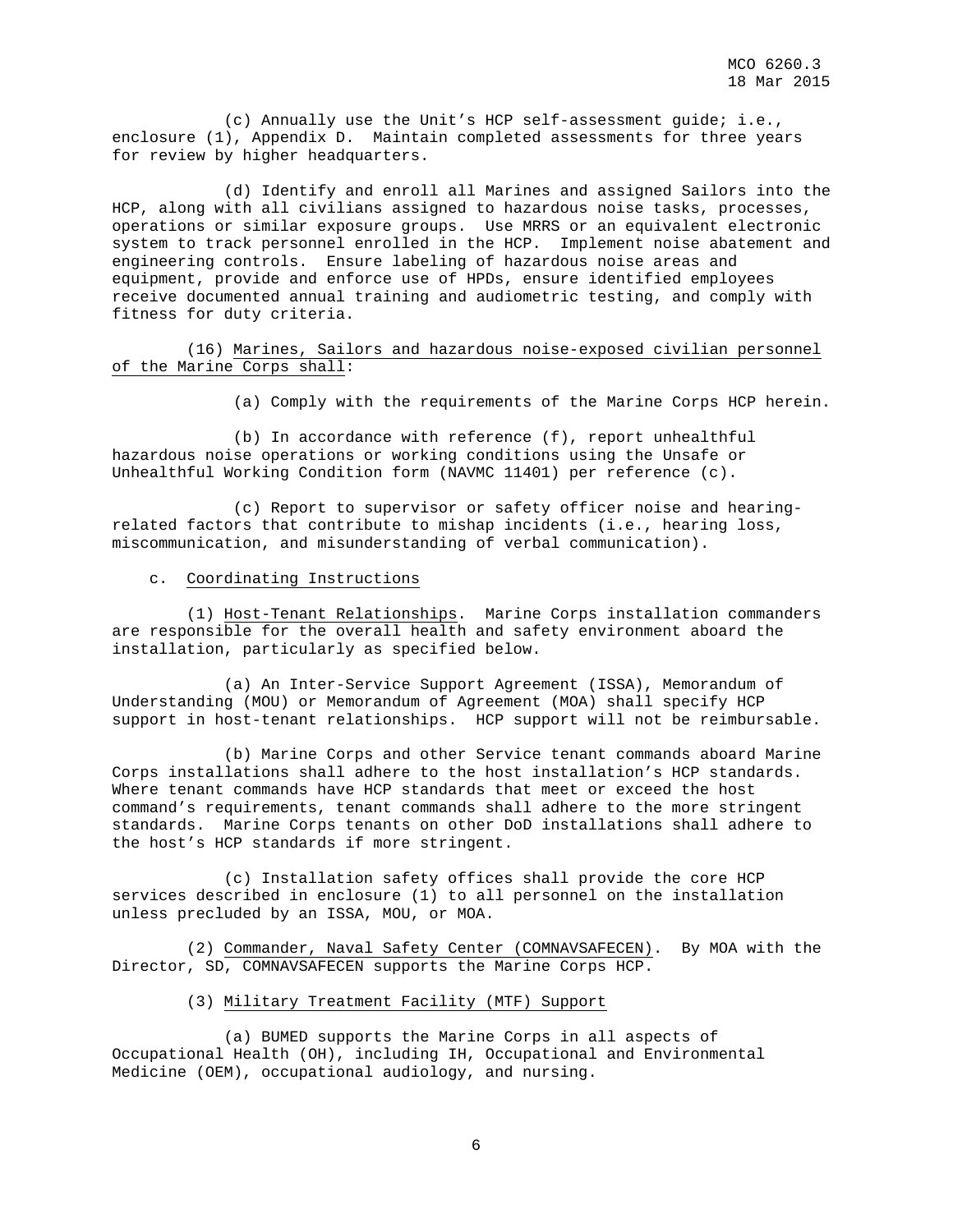(c) Annually use the Unit's HCP self-assessment guide; i.e., enclosure (1), Appendix D. Maintain completed assessments for three years for review by higher headquarters.

(d) Identify and enroll all Marines and assigned Sailors into the HCP, along with all civilians assigned to hazardous noise tasks, processes, operations or similar exposure groups. Use MRRS or an equivalent electronic system to track personnel enrolled in the HCP. Implement noise abatement and engineering controls. Ensure labeling of hazardous noise areas and equipment, provide and enforce use of HPDs, ensure identified employees receive documented annual training and audiometric testing, and comply with fitness for duty criteria.

(16) Marines, Sailors and hazardous noise-exposed civilian personnel of the Marine Corps shall:

(a) Comply with the requirements of the Marine Corps HCP herein.

(b) In accordance with reference (f), report unhealthful hazardous noise operations or working conditions using the Unsafe or Unhealthful Working Condition form (NAVMC 11401) per reference (c).

(c) Report to supervisor or safety officer noise and hearing-related factors that contribute to mishap incidents (i.e., hearing loss, miscommunication, and misunderstanding of verbal communication).

c. Coordinating Instructions

(1) Host-Tenant Relationships. Marine Corps installation commanders are responsible for the overall health and safety environment aboard the installation, particularly as specified below.

(a) An Inter-Service Support Agreement (ISSA), Memorandum of Understanding (MOU) or Memorandum of Agreement (MOA) shall specify HCP support in host-tenant relationships. HCP support will not be reimbursable.

(b) Marine Corps and other Service tenant commands aboard Marine Corps installations shall adhere to the host installation's HCP standards. Where tenant commands have HCP standards that meet or exceed the host command's requirements, tenant commands shall adhere to the more stringent standards. Marine Corps tenants on other DoD installations shall adhere to the host's HCP standards if more stringent.

(c) Installation safety offices shall provide the core HCP services described in enclosure (1) to all personnel on the installation unless precluded by an ISSA, MOU, or MOA.

(2) Commander, Naval Safety Center (COMNAVSAFECEN). By MOA with the Director, SD, COMNAVSAFECEN supports the Marine Corps HCP.

(3) Military Treatment Facility (MTF) Support

(a) BUMED supports the Marine Corps in all aspects of Occupational Health (OH), including IH, Occupational and Environmental Medicine (OEM), occupational audiology, and nursing.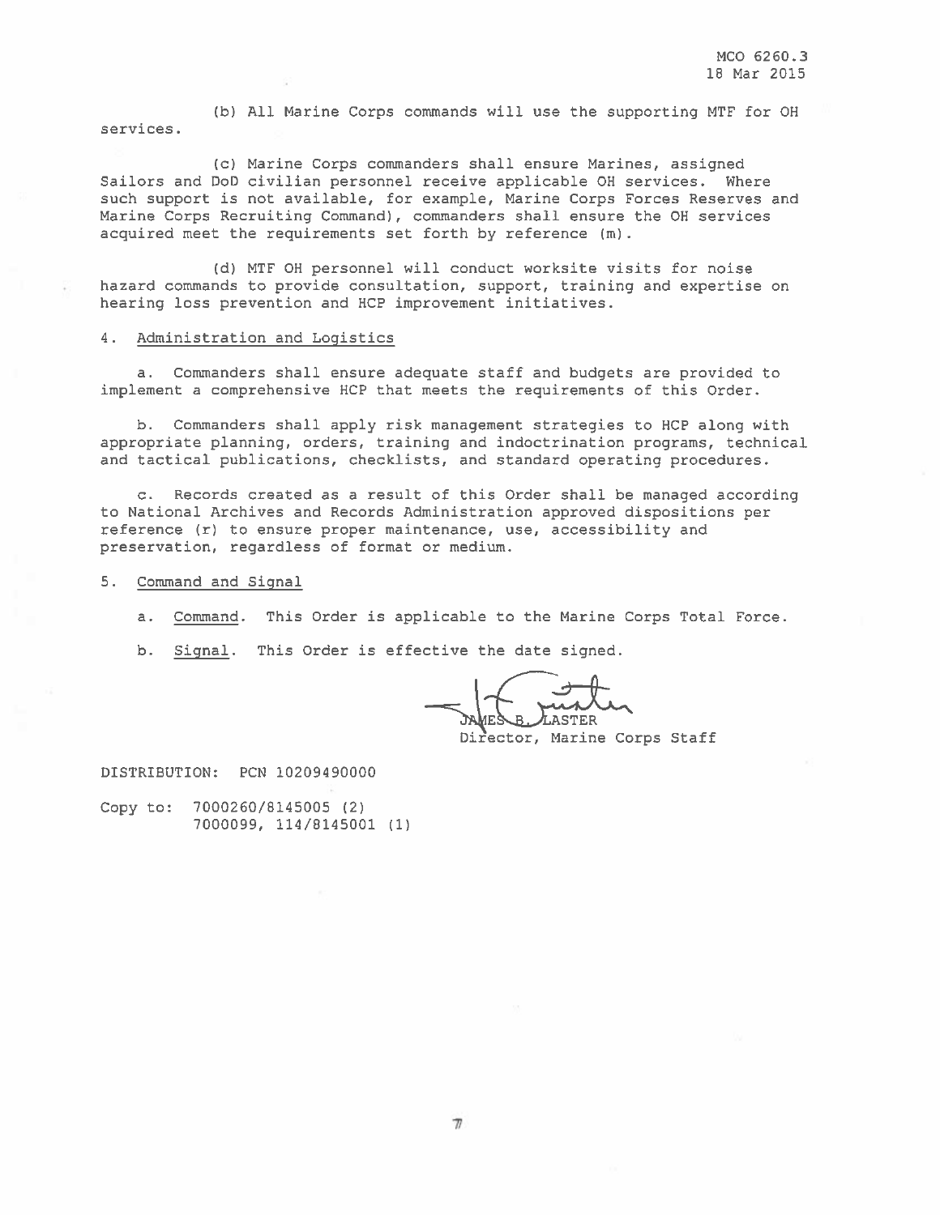(b) All Marine Corps commands will use the supporting MTF for OH services.

(c) Marine Corps commanders shall ensure Marines, assigned Sailors and DoD civilian personnel receive applicable OH services. Where such support is not available, for example, Marine Corps Forces Reserves and Marine Corps Recruiting Command), commanders shall ensure the OH services acquired meet the requirements set forth by reference (m).

(d) MTF OH personnel will conduct worksite visits for noise hazard commands to provide consultation, support, training and expertise on hearing loss prevention and HCP improvement initiatives.

4. Administration and Logistics

a. Commanders shall ensure adequate staff and budgets are provided to implement a comprehensive HCP that meets the requirements of this Order.

b. Commanders shall apply risk management strategies to HCP along with appropriate planning, orders, training and indoctrination programs, technical and tactical publications, checklists, and standard operating procedures.

c. Records created as a result of this Order shall be managed according to National Archives and Records Administration approved dispositions per reference (r) to ensure proper maintenance, use, accessibility and preservation, regardless of format or medium.

5. Command and Signal

a. Command. This Order is applicable to the Marine Corps Total Force.

b. Signal. This Order is effective the date signed.

JAMES B. LASTER
Director, Marine Corps Staff

DISTRIBUTION: PCN 10209490000

Copy to: 7000260/8145005 (2)
7000099, 114/8145001 (1)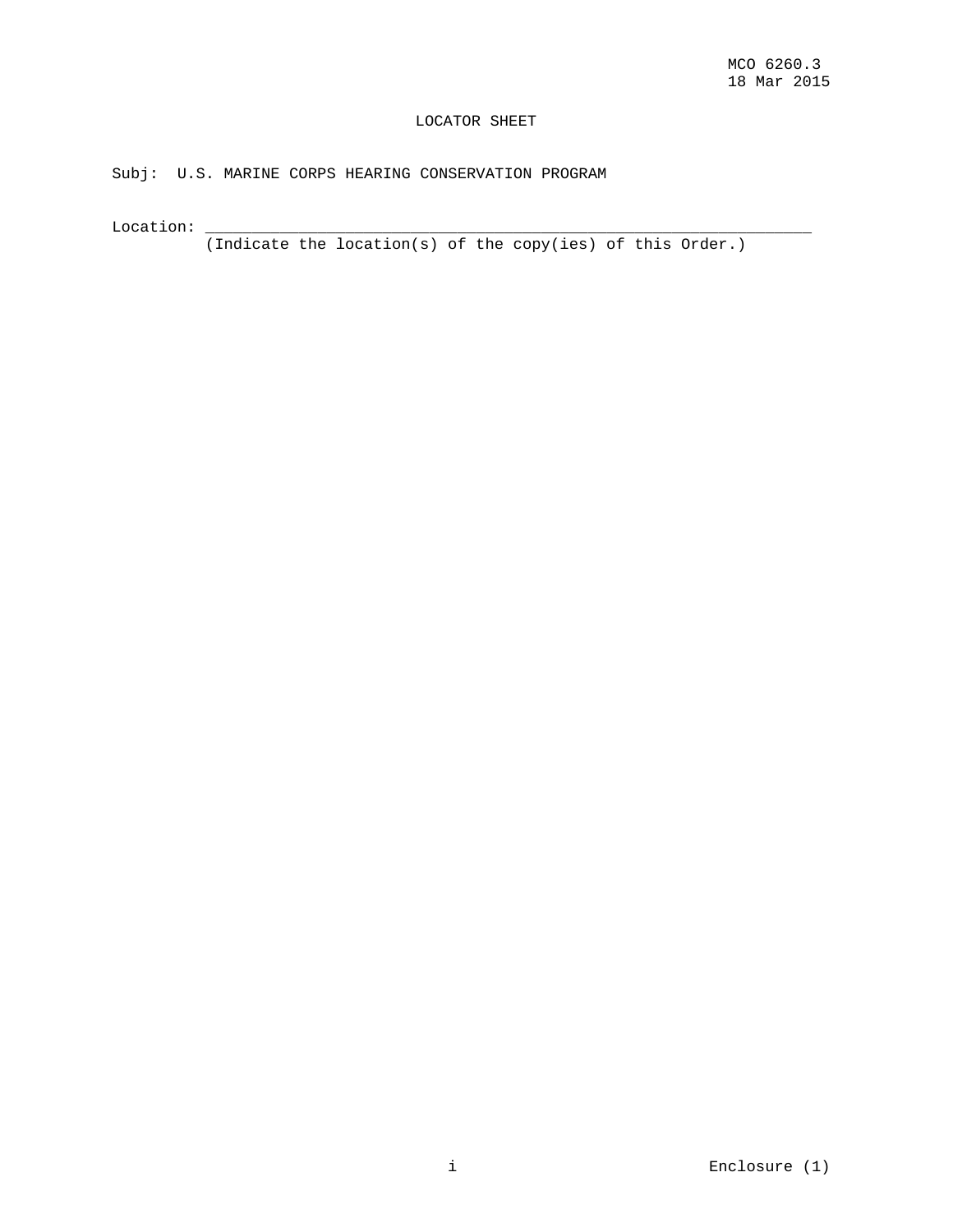# LOCATOR SHEET

Subj: U.S. MARINE CORPS HEARING CONSERVATION PROGRAM

Location: ____________________________________________________________

(Indicate the location(s) of the copy(ies) of this Order.)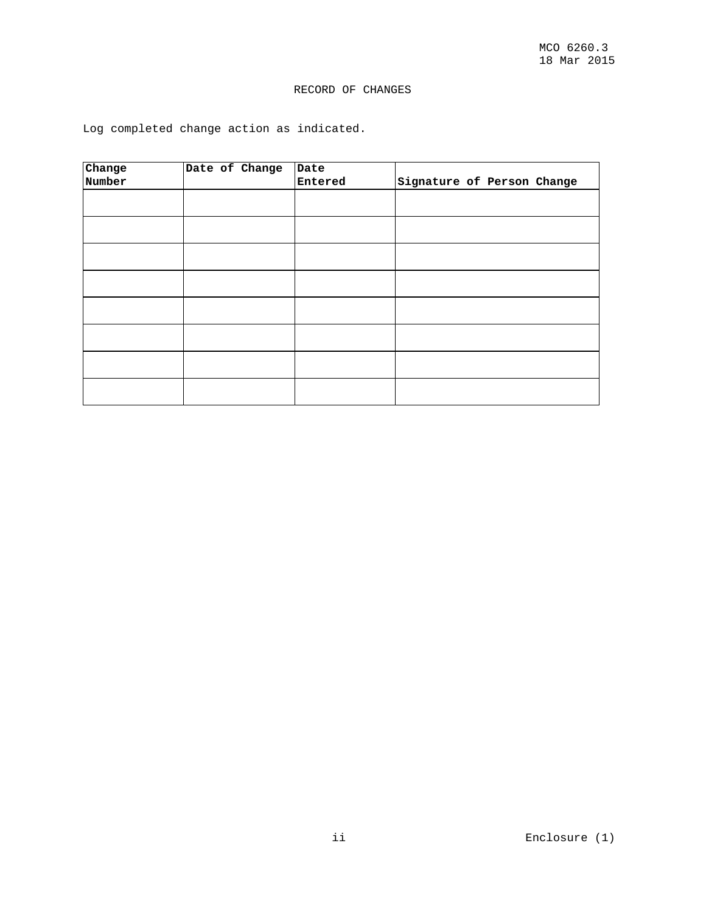# RECORD OF CHANGES

Log completed change action as indicated.

| Change Number | Date of Change | Date Entered | Signature of Person Change |
|---|---|---|---|
| | | | |
| | | | |
| | | | |
| | | | |
| | | | |
| | | | |
| | | | |
| | | | |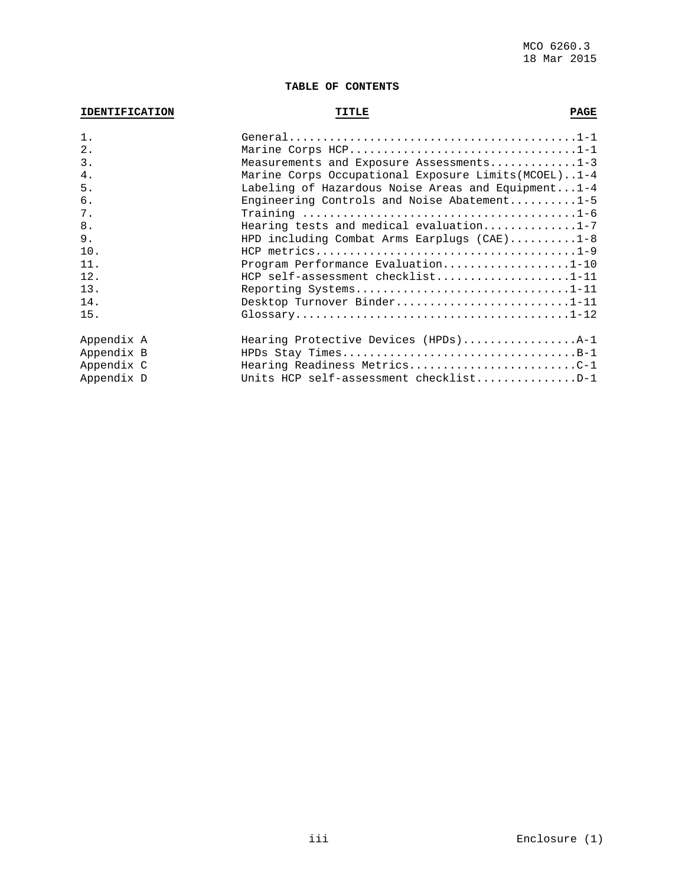## TABLE OF CONTENTS

| IDENTIFICATION | TITLE | PAGE |
|---|---|---|
| 1. | General | 1-1 |
| 2. | Marine Corps HCP | 1-1 |
| 3. | Measurements and Exposure Assessments | 1-3 |
| 4. | Marine Corps Occupational Exposure Limits(MCOEL) | 1-4 |
| 5. | Labeling of Hazardous Noise Areas and Equipment | 1-4 |
| 6. | Engineering Controls and Noise Abatement | 1-5 |
| 7. | Training | 1-6 |
| 8. | Hearing tests and medical evaluation | 1-7 |
| 9. | HPD including Combat Arms Earplugs (CAE) | 1-8 |
| 10. | HCP metrics | 1-9 |
| 11. | Program Performance Evaluation | 1-10 |
| 12. | HCP self-assessment checklist | 1-11 |
| 13. | Reporting Systems | 1-11 |
| 14. | Desktop Turnover Binder | 1-11 |
| 15. | Glossary | 1-12 |
| Appendix A | Hearing Protective Devices (HPDs) | A-1 |
| Appendix B | HPDs Stay Times | B-1 |
| Appendix C | Hearing Readiness Metrics | C-1 |
| Appendix D | Units HCP self-assessment checklist | D-1 |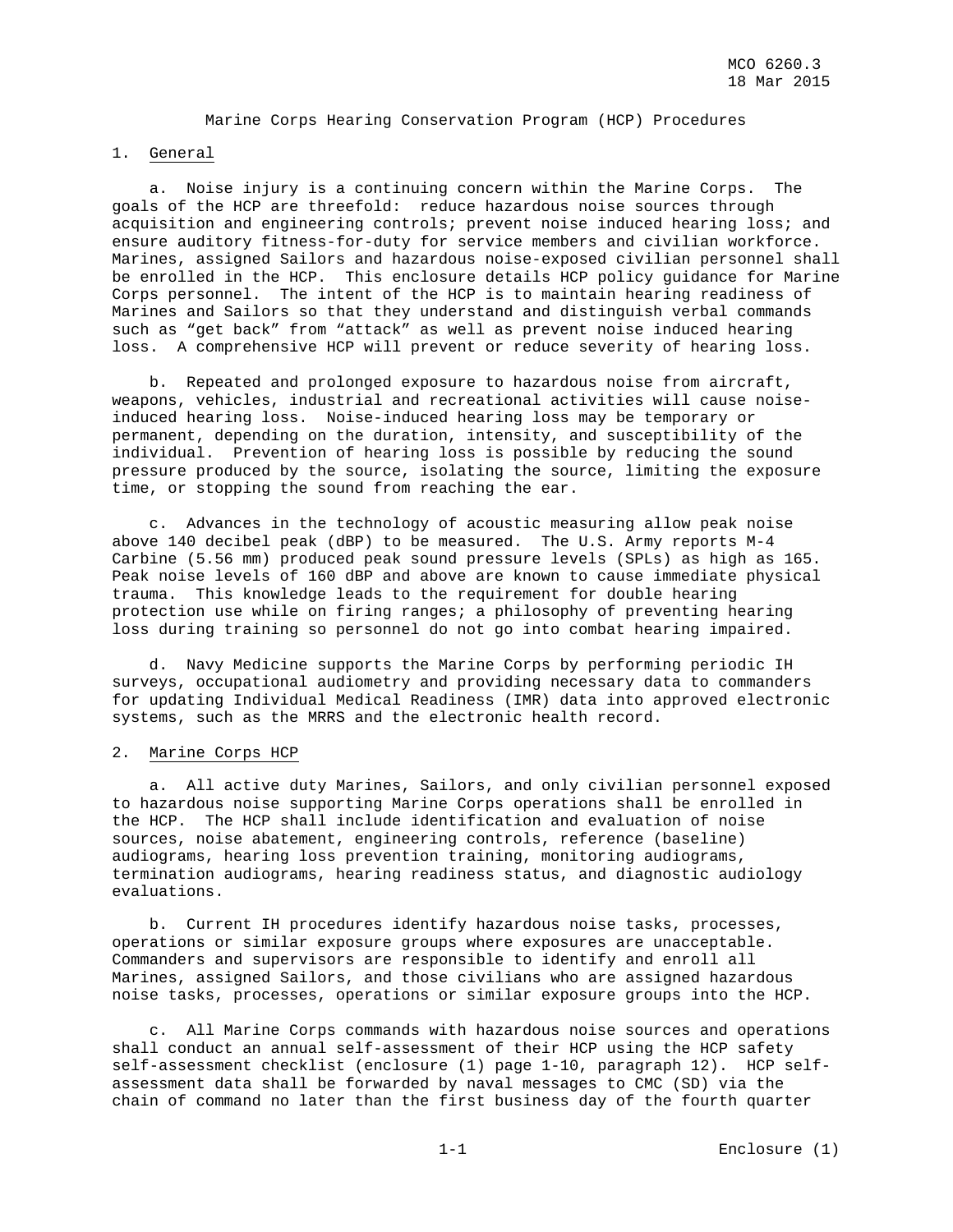Marine Corps Hearing Conservation Program (HCP) Procedures

1. General

a. Noise injury is a continuing concern within the Marine Corps. The goals of the HCP are threefold: reduce hazardous noise sources through acquisition and engineering controls; prevent noise induced hearing loss; and ensure auditory fitness-for-duty for service members and civilian workforce. Marines, assigned Sailors and hazardous noise-exposed civilian personnel shall be enrolled in the HCP. This enclosure details HCP policy guidance for Marine Corps personnel. The intent of the HCP is to maintain hearing readiness of Marines and Sailors so that they understand and distinguish verbal commands such as "get back" from "attack" as well as prevent noise induced hearing loss. A comprehensive HCP will prevent or reduce severity of hearing loss.

b. Repeated and prolonged exposure to hazardous noise from aircraft, weapons, vehicles, industrial and recreational activities will cause noise-induced hearing loss. Noise-induced hearing loss may be temporary or permanent, depending on the duration, intensity, and susceptibility of the individual. Prevention of hearing loss is possible by reducing the sound pressure produced by the source, isolating the source, limiting the exposure time, or stopping the sound from reaching the ear.

c. Advances in the technology of acoustic measuring allow peak noise above 140 decibel peak (dBP) to be measured. The U.S. Army reports M-4 Carbine (5.56 mm) produced peak sound pressure levels (SPLs) as high as 165. Peak noise levels of 160 dBP and above are known to cause immediate physical trauma. This knowledge leads to the requirement for double hearing protection use while on firing ranges; a philosophy of preventing hearing loss during training so personnel do not go into combat hearing impaired.

d. Navy Medicine supports the Marine Corps by performing periodic IH surveys, occupational audiometry and providing necessary data to commanders for updating Individual Medical Readiness (IMR) data into approved electronic systems, such as the MRRS and the electronic health record.

2. Marine Corps HCP

a. All active duty Marines, Sailors, and only civilian personnel exposed to hazardous noise supporting Marine Corps operations shall be enrolled in the HCP. The HCP shall include identification and evaluation of noise sources, noise abatement, engineering controls, reference (baseline) audiograms, hearing loss prevention training, monitoring audiograms, termination audiograms, hearing readiness status, and diagnostic audiology evaluations.

b. Current IH procedures identify hazardous noise tasks, processes, operations or similar exposure groups where exposures are unacceptable. Commanders and supervisors are responsible to identify and enroll all Marines, assigned Sailors, and those civilians who are assigned hazardous noise tasks, processes, operations or similar exposure groups into the HCP.

c. All Marine Corps commands with hazardous noise sources and operations shall conduct an annual self-assessment of their HCP using the HCP safety self-assessment checklist (enclosure (1) page 1-10, paragraph 12). HCP self-assessment data shall be forwarded by naval messages to CMC (SD) via the chain of command no later than the first business day of the fourth quarter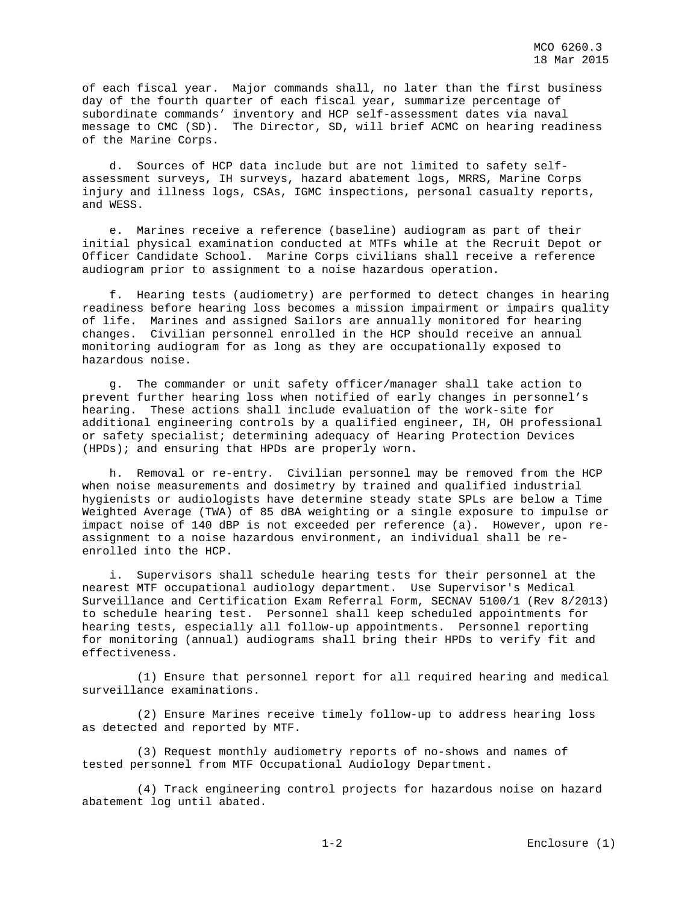of each fiscal year. Major commands shall, no later than the first business day of the fourth quarter of each fiscal year, summarize percentage of subordinate commands' inventory and HCP self-assessment dates via naval message to CMC (SD). The Director, SD, will brief ACMC on hearing readiness of the Marine Corps.

d. Sources of HCP data include but are not limited to safety self-assessment surveys, IH surveys, hazard abatement logs, MRRS, Marine Corps injury and illness logs, CSAs, IGMC inspections, personal casualty reports, and WESS.

e. Marines receive a reference (baseline) audiogram as part of their initial physical examination conducted at MTFs while at the Recruit Depot or Officer Candidate School. Marine Corps civilians shall receive a reference audiogram prior to assignment to a noise hazardous operation.

f. Hearing tests (audiometry) are performed to detect changes in hearing readiness before hearing loss becomes a mission impairment or impairs quality of life. Marines and assigned Sailors are annually monitored for hearing changes. Civilian personnel enrolled in the HCP should receive an annual monitoring audiogram for as long as they are occupationally exposed to hazardous noise.

g. The commander or unit safety officer/manager shall take action to prevent further hearing loss when notified of early changes in personnel's hearing. These actions shall include evaluation of the work-site for additional engineering controls by a qualified engineer, IH, OH professional or safety specialist; determining adequacy of Hearing Protection Devices (HPDs); and ensuring that HPDs are properly worn.

h. Removal or re-entry. Civilian personnel may be removed from the HCP when noise measurements and dosimetry by trained and qualified industrial hygienists or audiologists have determine steady state SPLs are below a Time Weighted Average (TWA) of 85 dBA weighting or a single exposure to impulse or impact noise of 140 dBP is not exceeded per reference (a). However, upon re-assignment to a noise hazardous environment, an individual shall be re-enrolled into the HCP.

i. Supervisors shall schedule hearing tests for their personnel at the nearest MTF occupational audiology department. Use Supervisor's Medical Surveillance and Certification Exam Referral Form, SECNAV 5100/1 (Rev 8/2013) to schedule hearing test. Personnel shall keep scheduled appointments for hearing tests, especially all follow-up appointments. Personnel reporting for monitoring (annual) audiograms shall bring their HPDs to verify fit and effectiveness.

(1) Ensure that personnel report for all required hearing and medical surveillance examinations.

(2) Ensure Marines receive timely follow-up to address hearing loss as detected and reported by MTF.

(3) Request monthly audiometry reports of no-shows and names of tested personnel from MTF Occupational Audiology Department.

(4) Track engineering control projects for hazardous noise on hazard abatement log until abated.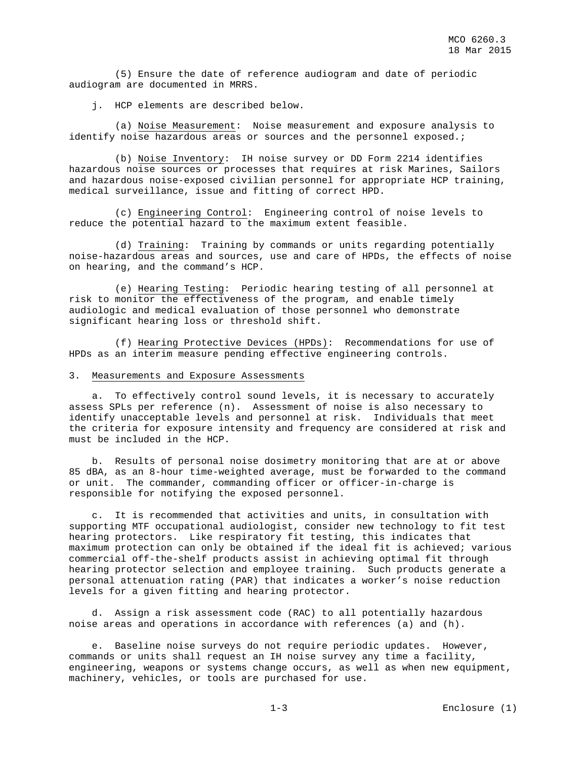(5) Ensure the date of reference audiogram and date of periodic audiogram are documented in MRRS.

j. HCP elements are described below.

(a) Noise Measurement: Noise measurement and exposure analysis to identify noise hazardous areas or sources and the personnel exposed.;

(b) Noise Inventory: IH noise survey or DD Form 2214 identifies hazardous noise sources or processes that requires at risk Marines, Sailors and hazardous noise-exposed civilian personnel for appropriate HCP training, medical surveillance, issue and fitting of correct HPD.

(c) Engineering Control: Engineering control of noise levels to reduce the potential hazard to the maximum extent feasible.

(d) Training: Training by commands or units regarding potentially noise-hazardous areas and sources, use and care of HPDs, the effects of noise on hearing, and the command's HCP.

(e) Hearing Testing: Periodic hearing testing of all personnel at risk to monitor the effectiveness of the program, and enable timely audiologic and medical evaluation of those personnel who demonstrate significant hearing loss or threshold shift.

(f) Hearing Protective Devices (HPDs): Recommendations for use of HPDs as an interim measure pending effective engineering controls.

3. Measurements and Exposure Assessments

a. To effectively control sound levels, it is necessary to accurately assess SPLs per reference (n). Assessment of noise is also necessary to identify unacceptable levels and personnel at risk. Individuals that meet the criteria for exposure intensity and frequency are considered at risk and must be included in the HCP.

b. Results of personal noise dosimetry monitoring that are at or above 85 dBA, as an 8-hour time-weighted average, must be forwarded to the command or unit. The commander, commanding officer or officer-in-charge is responsible for notifying the exposed personnel.

c. It is recommended that activities and units, in consultation with supporting MTF occupational audiologist, consider new technology to fit test hearing protectors. Like respiratory fit testing, this indicates that maximum protection can only be obtained if the ideal fit is achieved; various commercial off-the-shelf products assist in achieving optimal fit through hearing protector selection and employee training. Such products generate a personal attenuation rating (PAR) that indicates a worker's noise reduction levels for a given fitting and hearing protector.

d. Assign a risk assessment code (RAC) to all potentially hazardous noise areas and operations in accordance with references (a) and (h).

e. Baseline noise surveys do not require periodic updates. However, commands or units shall request an IH noise survey any time a facility, engineering, weapons or systems change occurs, as well as when new equipment, machinery, vehicles, or tools are purchased for use.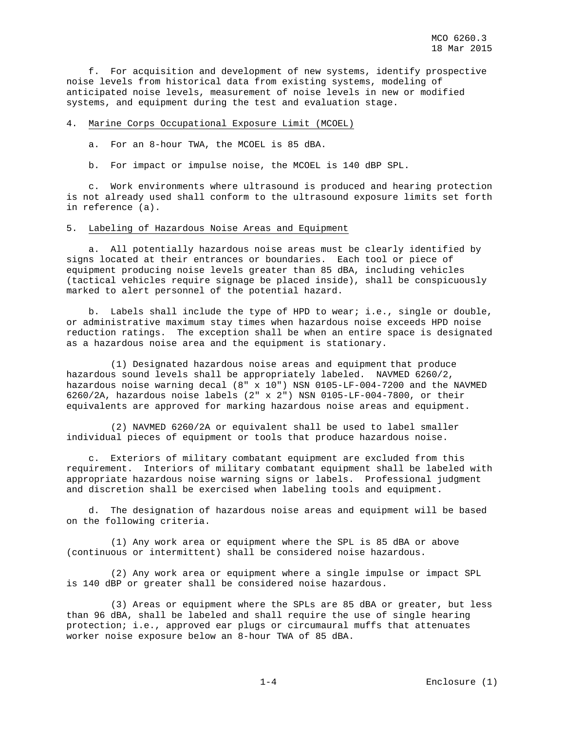f. For acquisition and development of new systems, identify prospective noise levels from historical data from existing systems, modeling of anticipated noise levels, measurement of noise levels in new or modified systems, and equipment during the test and evaluation stage.

4. <u>Marine Corps Occupational Exposure Limit (MCOEL)</u>

a. For an 8-hour TWA, the MCOEL is 85 dBA.

b. For impact or impulse noise, the MCOEL is 140 dBP SPL.

c. Work environments where ultrasound is produced and hearing protection is not already used shall conform to the ultrasound exposure limits set forth in reference (a).

5. <u>Labeling of Hazardous Noise Areas and Equipment</u>

a. All potentially hazardous noise areas must be clearly identified by signs located at their entrances or boundaries. Each tool or piece of equipment producing noise levels greater than 85 dBA, including vehicles (tactical vehicles require signage be placed inside), shall be conspicuously marked to alert personnel of the potential hazard.

b. Labels shall include the type of HPD to wear; i.e., single or double, or administrative maximum stay times when hazardous noise exceeds HPD noise reduction ratings. The exception shall be when an entire space is designated as a hazardous noise area and the equipment is stationary.

(1) Designated hazardous noise areas and equipment that produce hazardous sound levels shall be appropriately labeled. NAVMED 6260/2, hazardous noise warning decal (8" x 10") NSN 0105-LF-004-7200 and the NAVMED 6260/2A, hazardous noise labels (2" x 2") NSN 0105-LF-004-7800, or their equivalents are approved for marking hazardous noise areas and equipment.

(2) NAVMED 6260/2A or equivalent shall be used to label smaller individual pieces of equipment or tools that produce hazardous noise.

c. Exteriors of military combatant equipment are excluded from this requirement. Interiors of military combatant equipment shall be labeled with appropriate hazardous noise warning signs or labels. Professional judgment and discretion shall be exercised when labeling tools and equipment.

d. The designation of hazardous noise areas and equipment will be based on the following criteria.

(1) Any work area or equipment where the SPL is 85 dBA or above (continuous or intermittent) shall be considered noise hazardous.

(2) Any work area or equipment where a single impulse or impact SPL is 140 dBP or greater shall be considered noise hazardous.

(3) Areas or equipment where the SPLs are 85 dBA or greater, but less than 96 dBA, shall be labeled and shall require the use of single hearing protection; i.e., approved ear plugs or circumaural muffs that attenuates worker noise exposure below an 8-hour TWA of 85 dBA.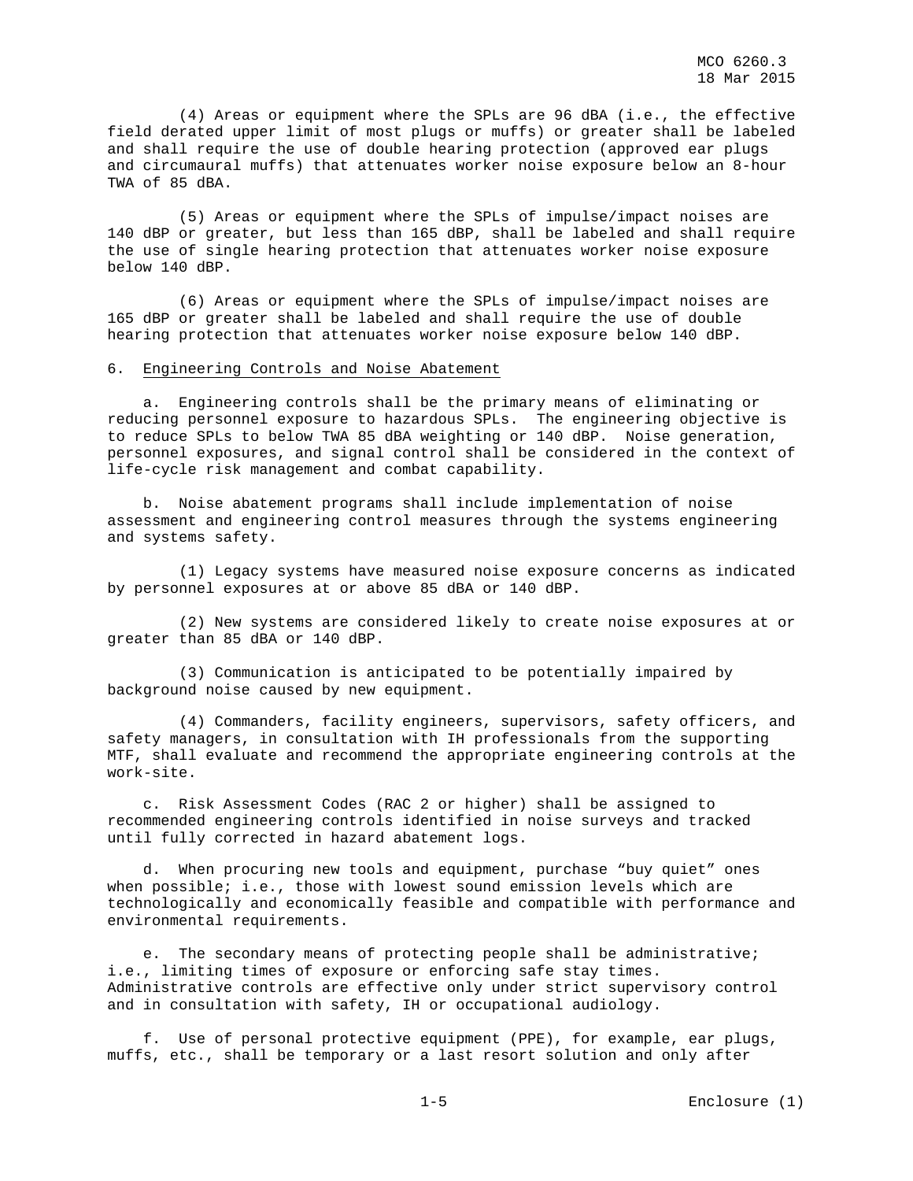(4) Areas or equipment where the SPLs are 96 dBA (i.e., the effective field derated upper limit of most plugs or muffs) or greater shall be labeled and shall require the use of double hearing protection (approved ear plugs and circumaural muffs) that attenuates worker noise exposure below an 8-hour TWA of 85 dBA.

(5) Areas or equipment where the SPLs of impulse/impact noises are 140 dBP or greater, but less than 165 dBP, shall be labeled and shall require the use of single hearing protection that attenuates worker noise exposure below 140 dBP.

(6) Areas or equipment where the SPLs of impulse/impact noises are 165 dBP or greater shall be labeled and shall require the use of double hearing protection that attenuates worker noise exposure below 140 dBP.

6. Engineering Controls and Noise Abatement

a. Engineering controls shall be the primary means of eliminating or reducing personnel exposure to hazardous SPLs. The engineering objective is to reduce SPLs to below TWA 85 dBA weighting or 140 dBP. Noise generation, personnel exposures, and signal control shall be considered in the context of life-cycle risk management and combat capability.

b. Noise abatement programs shall include implementation of noise assessment and engineering control measures through the systems engineering and systems safety.

(1) Legacy systems have measured noise exposure concerns as indicated by personnel exposures at or above 85 dBA or 140 dBP.

(2) New systems are considered likely to create noise exposures at or greater than 85 dBA or 140 dBP.

(3) Communication is anticipated to be potentially impaired by background noise caused by new equipment.

(4) Commanders, facility engineers, supervisors, safety officers, and safety managers, in consultation with IH professionals from the supporting MTF, shall evaluate and recommend the appropriate engineering controls at the work-site.

c. Risk Assessment Codes (RAC 2 or higher) shall be assigned to recommended engineering controls identified in noise surveys and tracked until fully corrected in hazard abatement logs.

d. When procuring new tools and equipment, purchase "buy quiet" ones when possible; i.e., those with lowest sound emission levels which are technologically and economically feasible and compatible with performance and environmental requirements.

e. The secondary means of protecting people shall be administrative; i.e., limiting times of exposure or enforcing safe stay times. Administrative controls are effective only under strict supervisory control and in consultation with safety, IH or occupational audiology.

f. Use of personal protective equipment (PPE), for example, ear plugs, muffs, etc., shall be temporary or a last resort solution and only after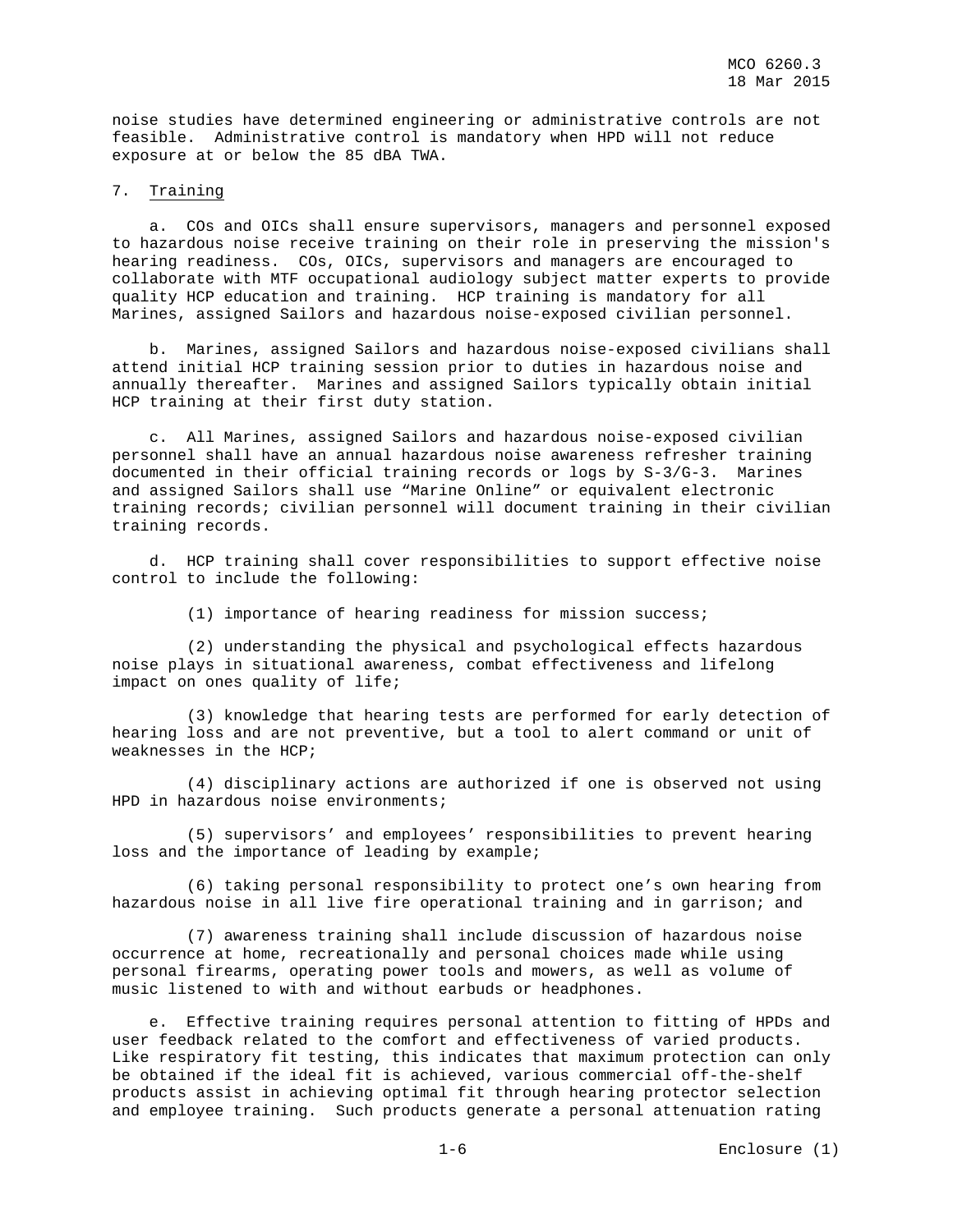noise studies have determined engineering or administrative controls are not feasible. Administrative control is mandatory when HPD will not reduce exposure at or below the 85 dBA TWA.

7. Training

a. COs and OICs shall ensure supervisors, managers and personnel exposed to hazardous noise receive training on their role in preserving the mission's hearing readiness. COs, OICs, supervisors and managers are encouraged to collaborate with MTF occupational audiology subject matter experts to provide quality HCP education and training. HCP training is mandatory for all Marines, assigned Sailors and hazardous noise-exposed civilian personnel.

b. Marines, assigned Sailors and hazardous noise-exposed civilians shall attend initial HCP training session prior to duties in hazardous noise and annually thereafter. Marines and assigned Sailors typically obtain initial HCP training at their first duty station.

c. All Marines, assigned Sailors and hazardous noise-exposed civilian personnel shall have an annual hazardous noise awareness refresher training documented in their official training records or logs by S-3/G-3. Marines and assigned Sailors shall use "Marine Online" or equivalent electronic training records; civilian personnel will document training in their civilian training records.

d. HCP training shall cover responsibilities to support effective noise control to include the following:

(1) importance of hearing readiness for mission success;

(2) understanding the physical and psychological effects hazardous noise plays in situational awareness, combat effectiveness and lifelong impact on ones quality of life;

(3) knowledge that hearing tests are performed for early detection of hearing loss and are not preventive, but a tool to alert command or unit of weaknesses in the HCP;

(4) disciplinary actions are authorized if one is observed not using HPD in hazardous noise environments;

(5) supervisors' and employees' responsibilities to prevent hearing loss and the importance of leading by example;

(6) taking personal responsibility to protect one's own hearing from hazardous noise in all live fire operational training and in garrison; and

(7) awareness training shall include discussion of hazardous noise occurrence at home, recreationally and personal choices made while using personal firearms, operating power tools and mowers, as well as volume of music listened to with and without earbuds or headphones.

e. Effective training requires personal attention to fitting of HPDs and user feedback related to the comfort and effectiveness of varied products. Like respiratory fit testing, this indicates that maximum protection can only be obtained if the ideal fit is achieved, various commercial off-the-shelf products assist in achieving optimal fit through hearing protector selection and employee training. Such products generate a personal attenuation rating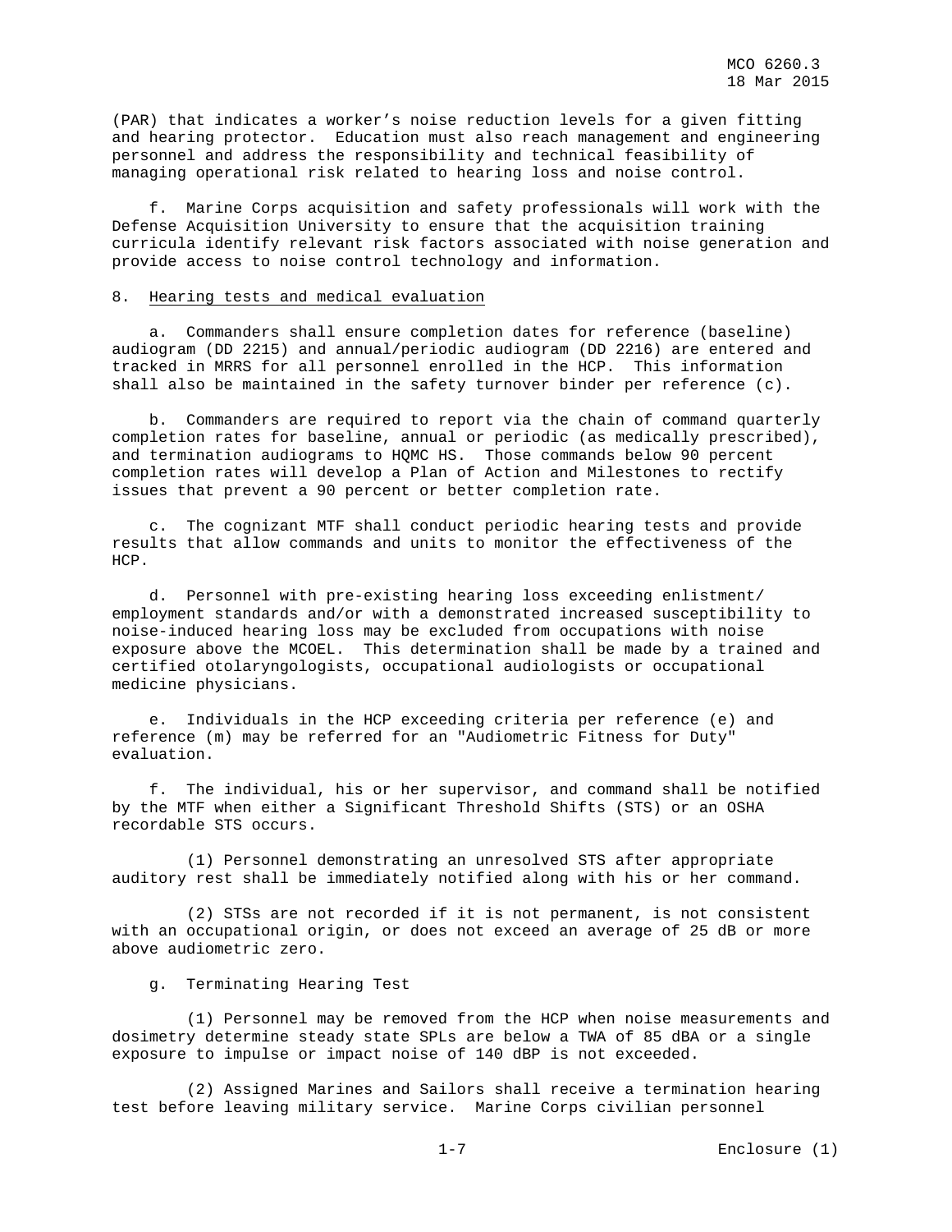(PAR) that indicates a worker's noise reduction levels for a given fitting and hearing protector. Education must also reach management and engineering personnel and address the responsibility and technical feasibility of managing operational risk related to hearing loss and noise control.

f. Marine Corps acquisition and safety professionals will work with the Defense Acquisition University to ensure that the acquisition training curricula identify relevant risk factors associated with noise generation and provide access to noise control technology and information.

8. Hearing tests and medical evaluation

a. Commanders shall ensure completion dates for reference (baseline) audiogram (DD 2215) and annual/periodic audiogram (DD 2216) are entered and tracked in MRRS for all personnel enrolled in the HCP. This information shall also be maintained in the safety turnover binder per reference (c).

b. Commanders are required to report via the chain of command quarterly completion rates for baseline, annual or periodic (as medically prescribed), and termination audiograms to HQMC HS. Those commands below 90 percent completion rates will develop a Plan of Action and Milestones to rectify issues that prevent a 90 percent or better completion rate.

c. The cognizant MTF shall conduct periodic hearing tests and provide results that allow commands and units to monitor the effectiveness of the HCP.

d. Personnel with pre-existing hearing loss exceeding enlistment/ employment standards and/or with a demonstrated increased susceptibility to noise-induced hearing loss may be excluded from occupations with noise exposure above the MCOEL. This determination shall be made by a trained and certified otolaryngologists, occupational audiologists or occupational medicine physicians.

e. Individuals in the HCP exceeding criteria per reference (e) and reference (m) may be referred for an "Audiometric Fitness for Duty" evaluation.

f. The individual, his or her supervisor, and command shall be notified by the MTF when either a Significant Threshold Shifts (STS) or an OSHA recordable STS occurs.

(1) Personnel demonstrating an unresolved STS after appropriate auditory rest shall be immediately notified along with his or her command.

(2) STSs are not recorded if it is not permanent, is not consistent with an occupational origin, or does not exceed an average of 25 dB or more above audiometric zero.

g. Terminating Hearing Test

(1) Personnel may be removed from the HCP when noise measurements and dosimetry determine steady state SPLs are below a TWA of 85 dBA or a single exposure to impulse or impact noise of 140 dBP is not exceeded.

(2) Assigned Marines and Sailors shall receive a termination hearing test before leaving military service. Marine Corps civilian personnel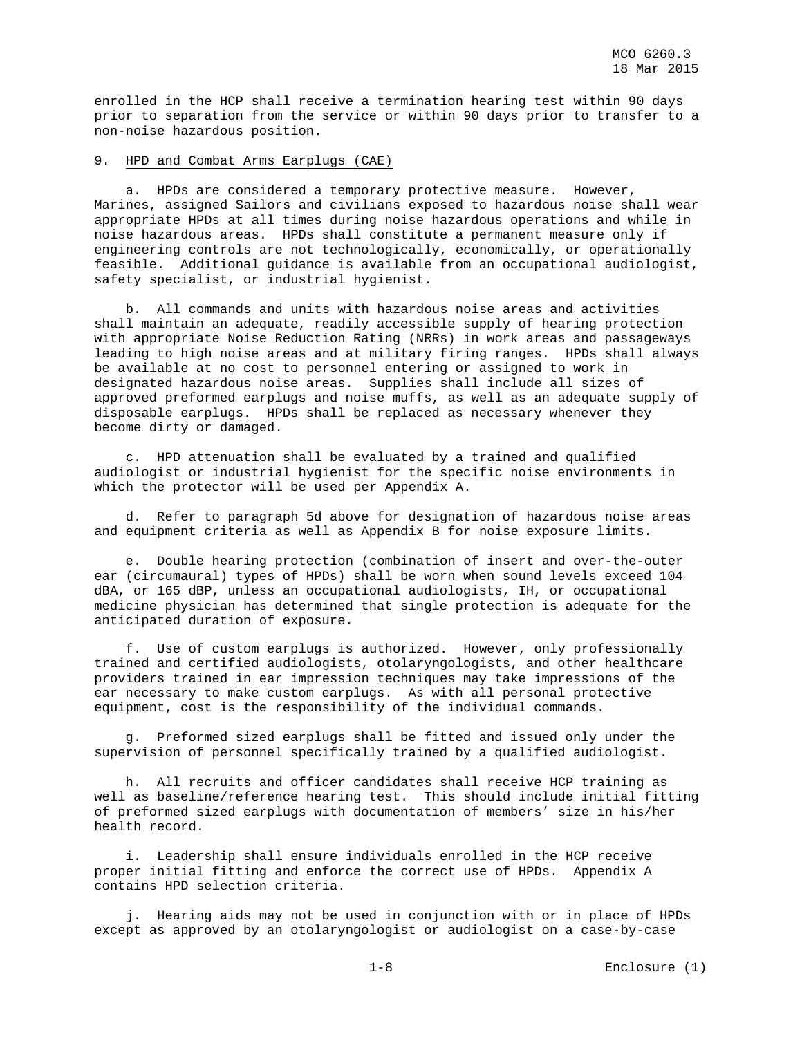enrolled in the HCP shall receive a termination hearing test within 90 days prior to separation from the service or within 90 days prior to transfer to a non-noise hazardous position.

9. <u>HPD and Combat Arms Earplugs (CAE)</u>

a. HPDs are considered a temporary protective measure. However, Marines, assigned Sailors and civilians exposed to hazardous noise shall wear appropriate HPDs at all times during noise hazardous operations and while in noise hazardous areas. HPDs shall constitute a permanent measure only if engineering controls are not technologically, economically, or operationally feasible. Additional guidance is available from an occupational audiologist, safety specialist, or industrial hygienist.

b. All commands and units with hazardous noise areas and activities shall maintain an adequate, readily accessible supply of hearing protection with appropriate Noise Reduction Rating (NRRs) in work areas and passageways leading to high noise areas and at military firing ranges. HPDs shall always be available at no cost to personnel entering or assigned to work in designated hazardous noise areas. Supplies shall include all sizes of approved preformed earplugs and noise muffs, as well as an adequate supply of disposable earplugs. HPDs shall be replaced as necessary whenever they become dirty or damaged.

c. HPD attenuation shall be evaluated by a trained and qualified audiologist or industrial hygienist for the specific noise environments in which the protector will be used per Appendix A.

d. Refer to paragraph 5d above for designation of hazardous noise areas and equipment criteria as well as Appendix B for noise exposure limits.

e. Double hearing protection (combination of insert and over-the-outer ear (circumaural) types of HPDs) shall be worn when sound levels exceed 104 dBA, or 165 dBP, unless an occupational audiologists, IH, or occupational medicine physician has determined that single protection is adequate for the anticipated duration of exposure.

f. Use of custom earplugs is authorized. However, only professionally trained and certified audiologists, otolaryngologists, and other healthcare providers trained in ear impression techniques may take impressions of the ear necessary to make custom earplugs. As with all personal protective equipment, cost is the responsibility of the individual commands.

g. Preformed sized earplugs shall be fitted and issued only under the supervision of personnel specifically trained by a qualified audiologist.

h. All recruits and officer candidates shall receive HCP training as well as baseline/reference hearing test. This should include initial fitting of preformed sized earplugs with documentation of members' size in his/her health record.

i. Leadership shall ensure individuals enrolled in the HCP receive proper initial fitting and enforce the correct use of HPDs. Appendix A contains HPD selection criteria.

j. Hearing aids may not be used in conjunction with or in place of HPDs except as approved by an otolaryngologist or audiologist on a case-by-case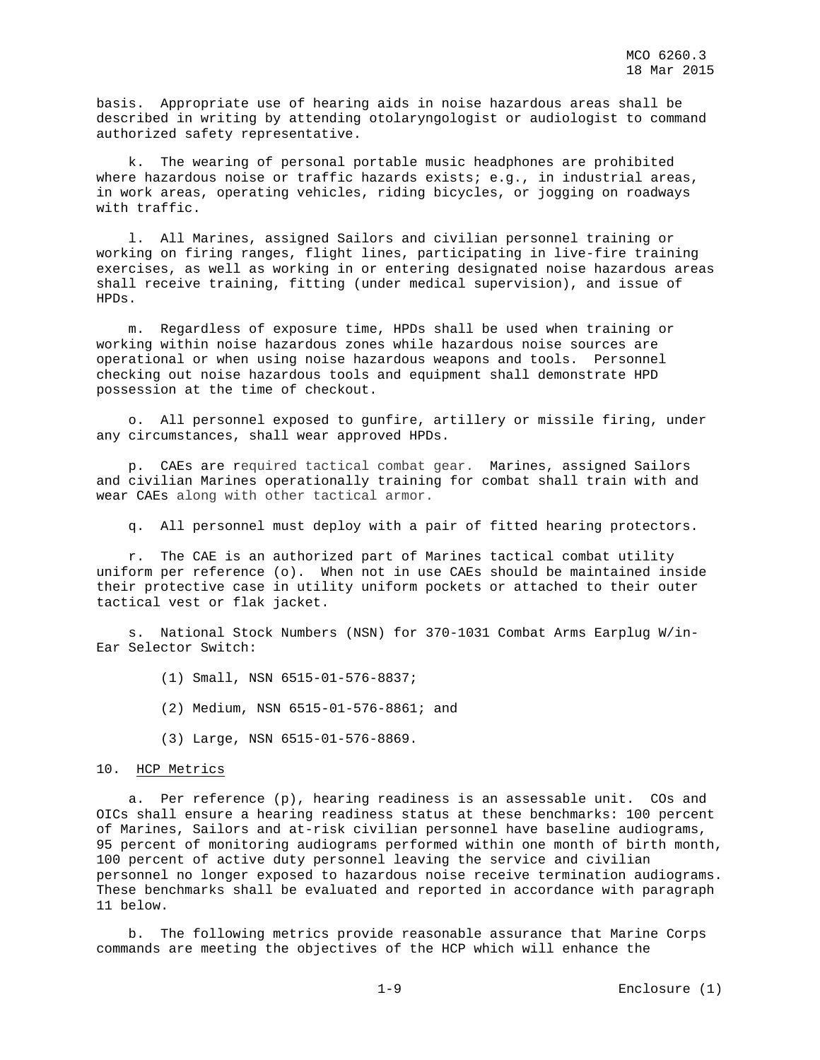basis. Appropriate use of hearing aids in noise hazardous areas shall be described in writing by attending otolaryngologist or audiologist to command authorized safety representative.

k. The wearing of personal portable music headphones are prohibited where hazardous noise or traffic hazards exists; e.g., in industrial areas, in work areas, operating vehicles, riding bicycles, or jogging on roadways with traffic.

l. All Marines, assigned Sailors and civilian personnel training or working on firing ranges, flight lines, participating in live-fire training exercises, as well as working in or entering designated noise hazardous areas shall receive training, fitting (under medical supervision), and issue of HPDs.

m. Regardless of exposure time, HPDs shall be used when training or working within noise hazardous zones while hazardous noise sources are operational or when using noise hazardous weapons and tools. Personnel checking out noise hazardous tools and equipment shall demonstrate HPD possession at the time of checkout.

o. All personnel exposed to gunfire, artillery or missile firing, under any circumstances, shall wear approved HPDs.

p. CAEs are required tactical combat gear. Marines, assigned Sailors and civilian Marines operationally training for combat shall train with and wear CAEs along with other tactical armor.

q. All personnel must deploy with a pair of fitted hearing protectors.

r. The CAE is an authorized part of Marines tactical combat utility uniform per reference (o). When not in use CAEs should be maintained inside their protective case in utility uniform pockets or attached to their outer tactical vest or flak jacket.

s. National Stock Numbers (NSN) for 370-1031 Combat Arms Earplug W/in-Ear Selector Switch:

(1) Small, NSN 6515-01-576-8837;

(2) Medium, NSN 6515-01-576-8861; and

(3) Large, NSN 6515-01-576-8869.

10. HCP Metrics

a. Per reference (p), hearing readiness is an assessable unit. COs and OICs shall ensure a hearing readiness status at these benchmarks: 100 percent of Marines, Sailors and at-risk civilian personnel have baseline audiograms, 95 percent of monitoring audiograms performed within one month of birth month, 100 percent of active duty personnel leaving the service and civilian personnel no longer exposed to hazardous noise receive termination audiograms. These benchmarks shall be evaluated and reported in accordance with paragraph 11 below.

b. The following metrics provide reasonable assurance that Marine Corps commands are meeting the objectives of the HCP which will enhance the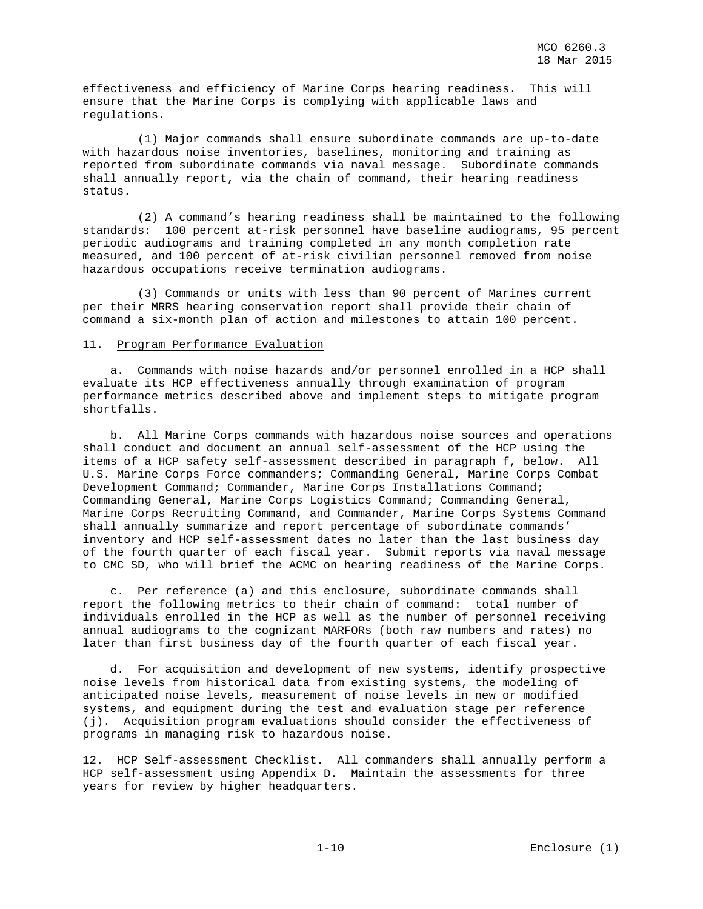effectiveness and efficiency of Marine Corps hearing readiness. This will ensure that the Marine Corps is complying with applicable laws and regulations.

(1) Major commands shall ensure subordinate commands are up-to-date with hazardous noise inventories, baselines, monitoring and training as reported from subordinate commands via naval message. Subordinate commands shall annually report, via the chain of command, their hearing readiness status.

(2) A command's hearing readiness shall be maintained to the following standards: 100 percent at-risk personnel have baseline audiograms, 95 percent periodic audiograms and training completed in any month completion rate measured, and 100 percent of at-risk civilian personnel removed from noise hazardous occupations receive termination audiograms.

(3) Commands or units with less than 90 percent of Marines current per their MRRS hearing conservation report shall provide their chain of command a six-month plan of action and milestones to attain 100 percent.

11. <u>Program Performance Evaluation</u>

a. Commands with noise hazards and/or personnel enrolled in a HCP shall evaluate its HCP effectiveness annually through examination of program performance metrics described above and implement steps to mitigate program shortfalls.

b. All Marine Corps commands with hazardous noise sources and operations shall conduct and document an annual self-assessment of the HCP using the items of a HCP safety self-assessment described in paragraph f, below. All U.S. Marine Corps Force commanders; Commanding General, Marine Corps Combat Development Command; Commander, Marine Corps Installations Command; Commanding General, Marine Corps Logistics Command; Commanding General, Marine Corps Recruiting Command, and Commander, Marine Corps Systems Command shall annually summarize and report percentage of subordinate commands' inventory and HCP self-assessment dates no later than the last business day of the fourth quarter of each fiscal year. Submit reports via naval message to CMC SD, who will brief the ACMC on hearing readiness of the Marine Corps.

c. Per reference (a) and this enclosure, subordinate commands shall report the following metrics to their chain of command: total number of individuals enrolled in the HCP as well as the number of personnel receiving annual audiograms to the cognizant MARFORs (both raw numbers and rates) no later than first business day of the fourth quarter of each fiscal year.

d. For acquisition and development of new systems, identify prospective noise levels from historical data from existing systems, the modeling of anticipated noise levels, measurement of noise levels in new or modified systems, and equipment during the test and evaluation stage per reference (j). Acquisition program evaluations should consider the effectiveness of programs in managing risk to hazardous noise.

12. <u>HCP Self-assessment Checklist</u>. All commanders shall annually perform a HCP self-assessment using Appendix D. Maintain the assessments for three years for review by higher headquarters.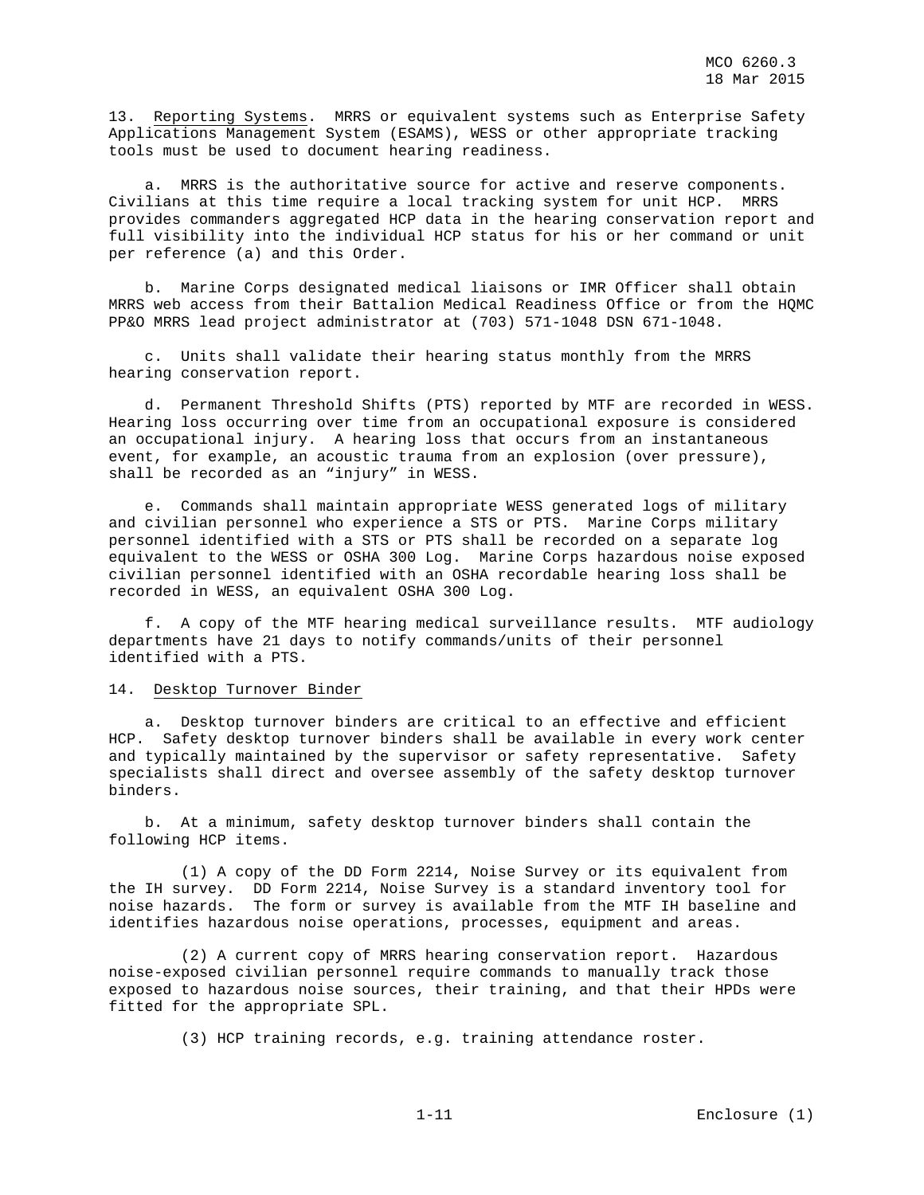13. Reporting Systems. MRRS or equivalent systems such as Enterprise Safety Applications Management System (ESAMS), WESS or other appropriate tracking tools must be used to document hearing readiness.

a. MRRS is the authoritative source for active and reserve components. Civilians at this time require a local tracking system for unit HCP. MRRS provides commanders aggregated HCP data in the hearing conservation report and full visibility into the individual HCP status for his or her command or unit per reference (a) and this Order.

b. Marine Corps designated medical liaisons or IMR Officer shall obtain MRRS web access from their Battalion Medical Readiness Office or from the HQMC PP&O MRRS lead project administrator at (703) 571-1048 DSN 671-1048.

c. Units shall validate their hearing status monthly from the MRRS hearing conservation report.

d. Permanent Threshold Shifts (PTS) reported by MTF are recorded in WESS. Hearing loss occurring over time from an occupational exposure is considered an occupational injury. A hearing loss that occurs from an instantaneous event, for example, an acoustic trauma from an explosion (over pressure), shall be recorded as an "injury" in WESS.

e. Commands shall maintain appropriate WESS generated logs of military and civilian personnel who experience a STS or PTS. Marine Corps military personnel identified with a STS or PTS shall be recorded on a separate log equivalent to the WESS or OSHA 300 Log. Marine Corps hazardous noise exposed civilian personnel identified with an OSHA recordable hearing loss shall be recorded in WESS, an equivalent OSHA 300 Log.

f. A copy of the MTF hearing medical surveillance results. MTF audiology departments have 21 days to notify commands/units of their personnel identified with a PTS.

14. Desktop Turnover Binder

a. Desktop turnover binders are critical to an effective and efficient HCP. Safety desktop turnover binders shall be available in every work center and typically maintained by the supervisor or safety representative. Safety specialists shall direct and oversee assembly of the safety desktop turnover binders.

b. At a minimum, safety desktop turnover binders shall contain the following HCP items.

(1) A copy of the DD Form 2214, Noise Survey or its equivalent from the IH survey. DD Form 2214, Noise Survey is a standard inventory tool for noise hazards. The form or survey is available from the MTF IH baseline and identifies hazardous noise operations, processes, equipment and areas.

(2) A current copy of MRRS hearing conservation report. Hazardous noise-exposed civilian personnel require commands to manually track those exposed to hazardous noise sources, their training, and that their HPDs were fitted for the appropriate SPL.

(3) HCP training records, e.g. training attendance roster.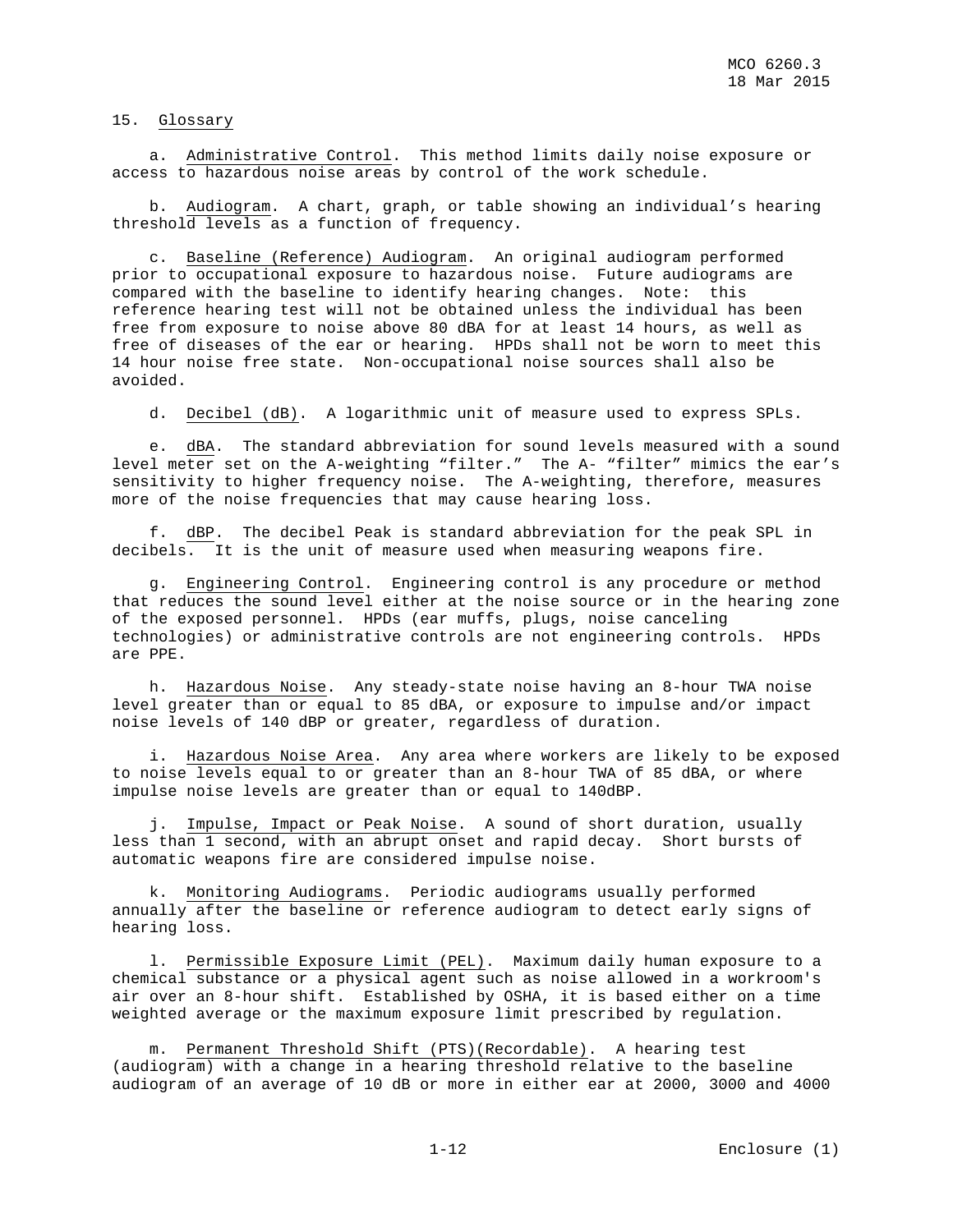15. Glossary

a. Administrative Control. This method limits daily noise exposure or access to hazardous noise areas by control of the work schedule.

b. Audiogram. A chart, graph, or table showing an individual's hearing threshold levels as a function of frequency.

c. Baseline (Reference) Audiogram. An original audiogram performed prior to occupational exposure to hazardous noise. Future audiograms are compared with the baseline to identify hearing changes. Note: this reference hearing test will not be obtained unless the individual has been free from exposure to noise above 80 dBA for at least 14 hours, as well as free of diseases of the ear or hearing. HPDs shall not be worn to meet this 14 hour noise free state. Non-occupational noise sources shall also be avoided.

d. Decibel (dB). A logarithmic unit of measure used to express SPLs.

e. dBA. The standard abbreviation for sound levels measured with a sound level meter set on the A-weighting "filter." The A- "filter" mimics the ear's sensitivity to higher frequency noise. The A-weighting, therefore, measures more of the noise frequencies that may cause hearing loss.

f. dBP. The decibel Peak is standard abbreviation for the peak SPL in decibels. It is the unit of measure used when measuring weapons fire.

g. Engineering Control. Engineering control is any procedure or method that reduces the sound level either at the noise source or in the hearing zone of the exposed personnel. HPDs (ear muffs, plugs, noise canceling technologies) or administrative controls are not engineering controls. HPDs are PPE.

h. Hazardous Noise. Any steady-state noise having an 8-hour TWA noise level greater than or equal to 85 dBA, or exposure to impulse and/or impact noise levels of 140 dBP or greater, regardless of duration.

i. Hazardous Noise Area. Any area where workers are likely to be exposed to noise levels equal to or greater than an 8-hour TWA of 85 dBA, or where impulse noise levels are greater than or equal to 140dBP.

j. Impulse, Impact or Peak Noise. A sound of short duration, usually less than 1 second, with an abrupt onset and rapid decay. Short bursts of automatic weapons fire are considered impulse noise.

k. Monitoring Audiograms. Periodic audiograms usually performed annually after the baseline or reference audiogram to detect early signs of hearing loss.

l. Permissible Exposure Limit (PEL). Maximum daily human exposure to a chemical substance or a physical agent such as noise allowed in a workroom's air over an 8-hour shift. Established by OSHA, it is based either on a time weighted average or the maximum exposure limit prescribed by regulation.

m. Permanent Threshold Shift (PTS)(Recordable). A hearing test (audiogram) with a change in a hearing threshold relative to the baseline audiogram of an average of 10 dB or more in either ear at 2000, 3000 and 4000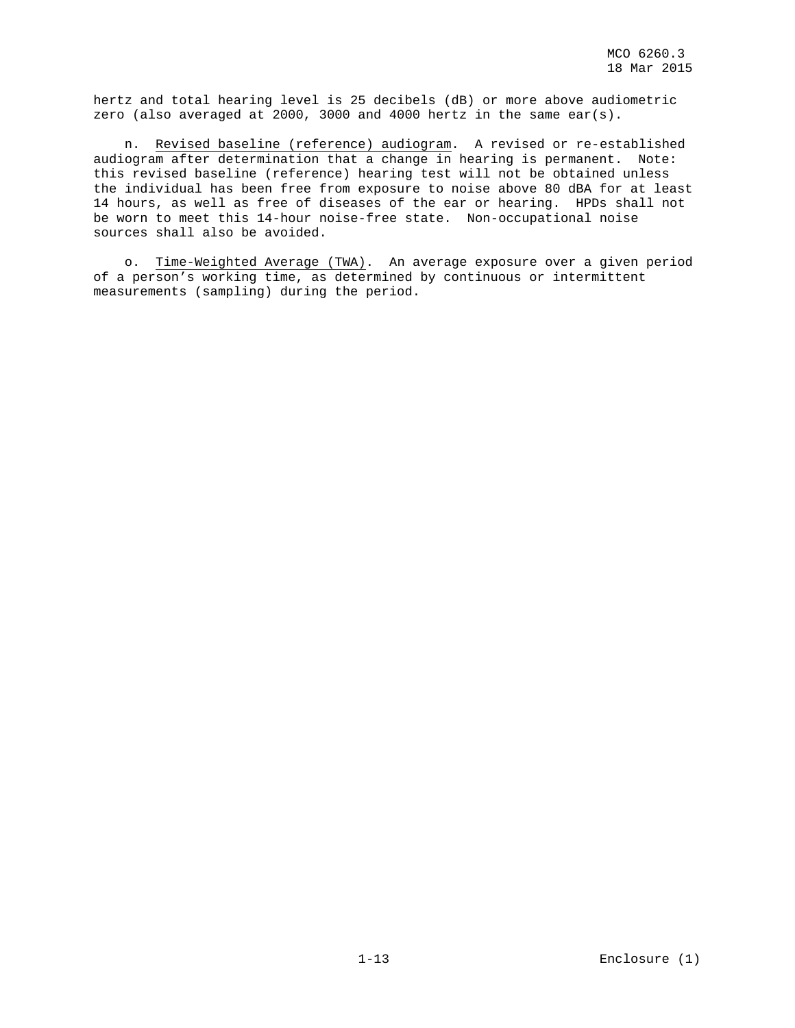hertz and total hearing level is 25 decibels (dB) or more above audiometric zero (also averaged at 2000, 3000 and 4000 hertz in the same ear(s).

n. Revised baseline (reference) audiogram. A revised or re-established audiogram after determination that a change in hearing is permanent. Note: this revised baseline (reference) hearing test will not be obtained unless the individual has been free from exposure to noise above 80 dBA for at least 14 hours, as well as free of diseases of the ear or hearing. HPDs shall not be worn to meet this 14-hour noise-free state. Non-occupational noise sources shall also be avoided.

o. Time-Weighted Average (TWA). An average exposure over a given period of a person's working time, as determined by continuous or intermittent measurements (sampling) during the period.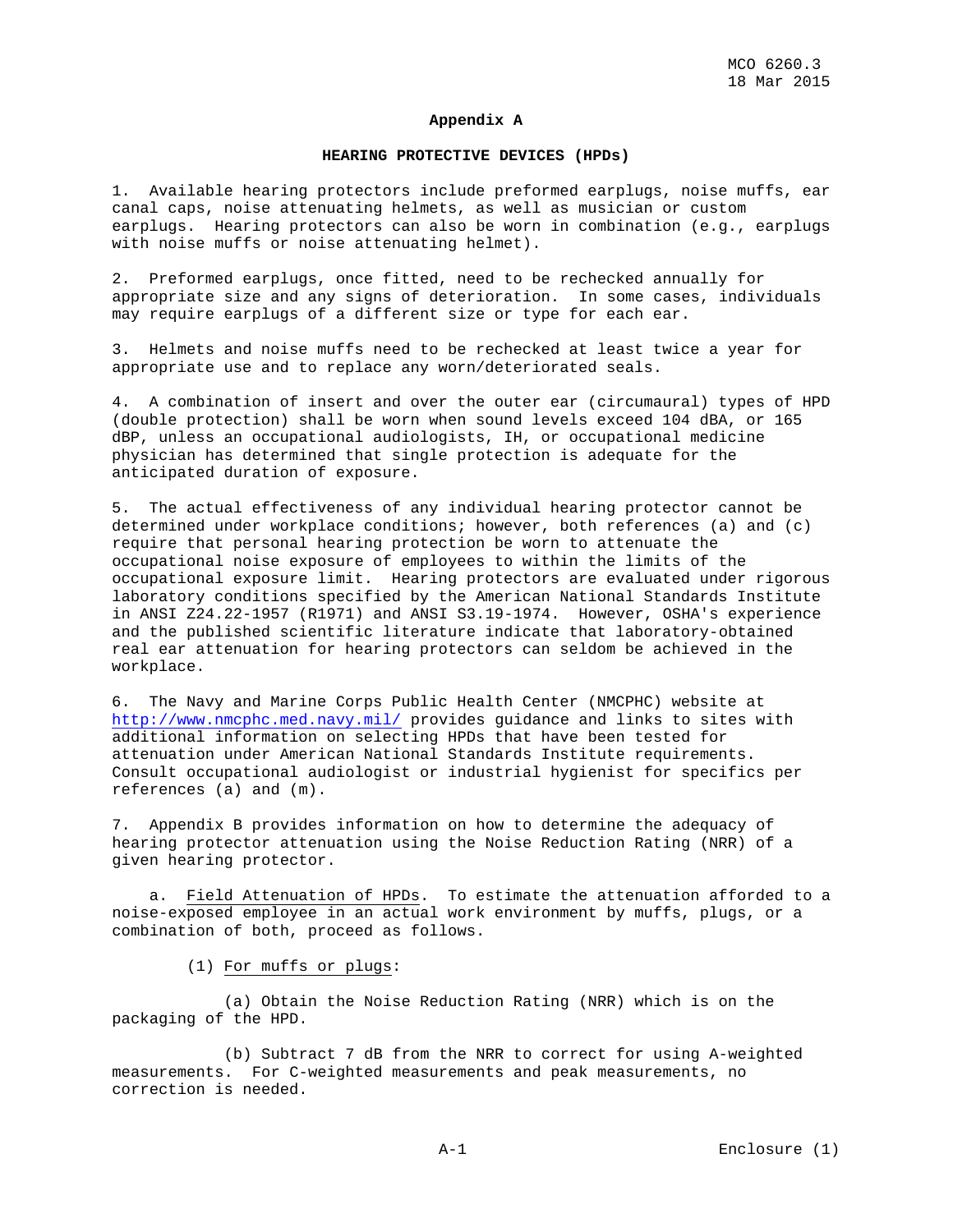## Appendix A

### HEARING PROTECTIVE DEVICES (HPDs)

1. Available hearing protectors include preformed earplugs, noise muffs, ear canal caps, noise attenuating helmets, as well as musician or custom earplugs. Hearing protectors can also be worn in combination (e.g., earplugs with noise muffs or noise attenuating helmet).

2. Preformed earplugs, once fitted, need to be rechecked annually for appropriate size and any signs of deterioration. In some cases, individuals may require earplugs of a different size or type for each ear.

3. Helmets and noise muffs need to be rechecked at least twice a year for appropriate use and to replace any worn/deteriorated seals.

4. A combination of insert and over the outer ear (circumaural) types of HPD (double protection) shall be worn when sound levels exceed 104 dBA, or 165 dBP, unless an occupational audiologists, IH, or occupational medicine physician has determined that single protection is adequate for the anticipated duration of exposure.

5. The actual effectiveness of any individual hearing protector cannot be determined under workplace conditions; however, both references (a) and (c) require that personal hearing protection be worn to attenuate the occupational noise exposure of employees to within the limits of the occupational exposure limit. Hearing protectors are evaluated under rigorous laboratory conditions specified by the American National Standards Institute in ANSI Z24.22-1957 (R1971) and ANSI S3.19-1974. However, OSHA's experience and the published scientific literature indicate that laboratory-obtained real ear attenuation for hearing protectors can seldom be achieved in the workplace.

6. The Navy and Marine Corps Public Health Center (NMCPHC) website at http://www.nmcphc.med.navy.mil/ provides guidance and links to sites with additional information on selecting HPDs that have been tested for attenuation under American National Standards Institute requirements. Consult occupational audiologist or industrial hygienist for specifics per references (a) and (m).

7. Appendix B provides information on how to determine the adequacy of hearing protector attenuation using the Noise Reduction Rating (NRR) of a given hearing protector.

a. Field Attenuation of HPDs. To estimate the attenuation afforded to a noise-exposed employee in an actual work environment by muffs, plugs, or a combination of both, proceed as follows.

(1) For muffs or plugs:

(a) Obtain the Noise Reduction Rating (NRR) which is on the packaging of the HPD.

(b) Subtract 7 dB from the NRR to correct for using A-weighted measurements. For C-weighted measurements and peak measurements, no correction is needed.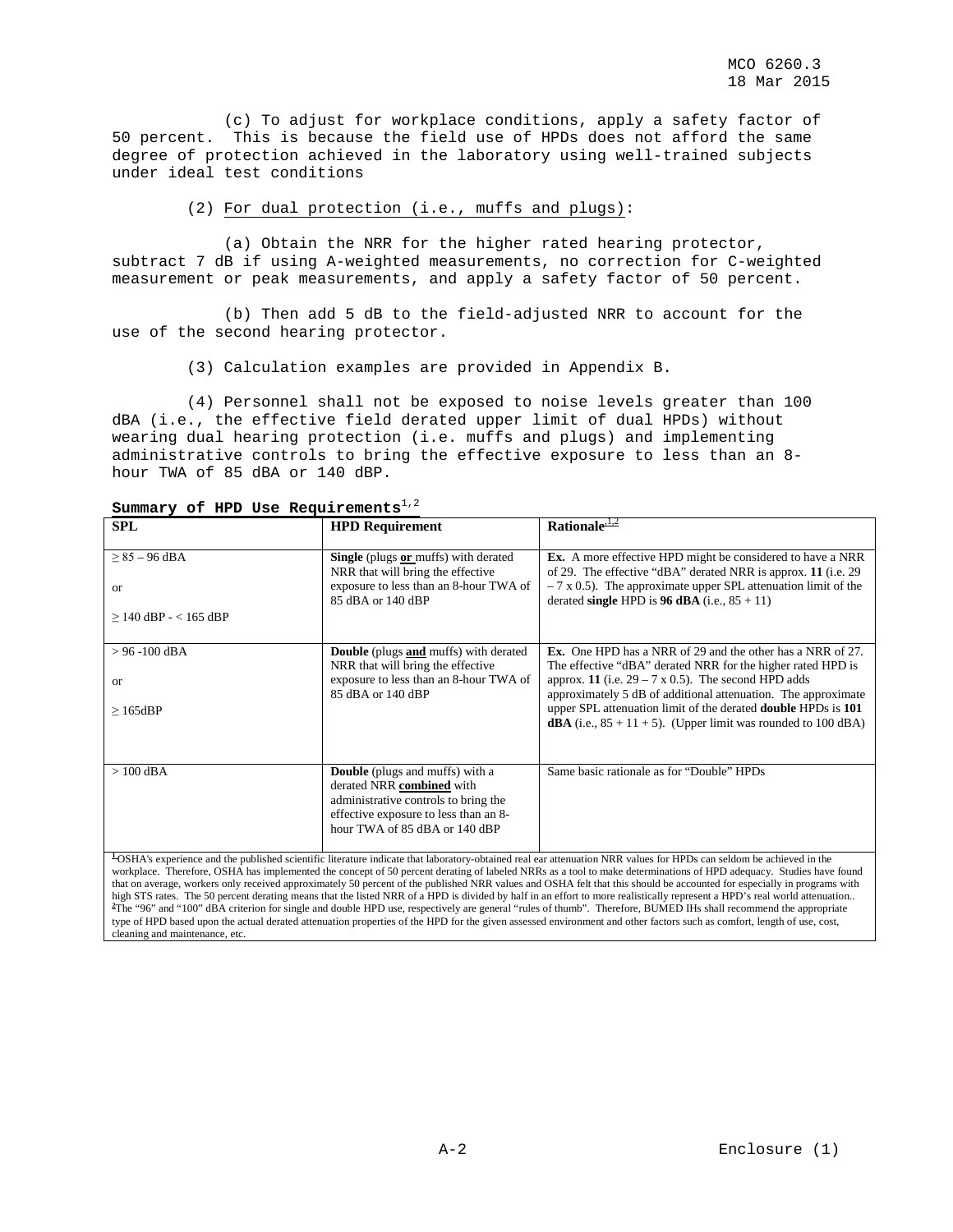(c) To adjust for workplace conditions, apply a safety factor of 50 percent. This is because the field use of HPDs does not afford the same degree of protection achieved in the laboratory using well-trained subjects under ideal test conditions

(2) For dual protection (i.e., muffs and plugs):

(a) Obtain the NRR for the higher rated hearing protector, subtract 7 dB if using A-weighted measurements, no correction for C-weighted measurement or peak measurements, and apply a safety factor of 50 percent.

(b) Then add 5 dB to the field-adjusted NRR to account for the use of the second hearing protector.

(3) Calculation examples are provided in Appendix B.

(4) Personnel shall not be exposed to noise levels greater than 100 dBA (i.e., the effective field derated upper limit of dual HPDs) without wearing dual hearing protection (i.e. muffs and plugs) and implementing administrative controls to bring the effective exposure to less than an 8-hour TWA of 85 dBA or 140 dBP.

**Summary of HPD Use Requirements**[1,2]

| SPL | HPD Requirement | Rationale[1,2] |
|---|---|---|
| ≥ 85 – 96 dBA<br><br>or<br><br>≥ 140 dBP - < 165 dBP | **Single** (plugs **or** muffs) with derated NRR that will bring the effective exposure to less than an 8-hour TWA of 85 dBA or 140 dBP | **Ex.** A more effective HPD might be considered to have a NRR of 29. The effective "dBA" derated NRR is approx. **11** (i.e. 29 – 7 x 0.5). The approximate upper SPL attenuation limit of the derated **single** HPD is **96 dBA** (i.e., 85 + 11) |
| > 96 -100 dBA<br><br>or<br><br>≥ 165dBP | **Double** (plugs **and** muffs) with derated NRR that will bring the effective exposure to less than an 8-hour TWA of 85 dBA or 140 dBP | **Ex.** One HPD has a NRR of 29 and the other has a NRR of 27. The effective "dBA" derated NRR for the higher rated HPD is approx. **11** (i.e. 29 – 7 x 0.5). The second HPD adds approximately 5 dB of additional attenuation. The approximate upper SPL attenuation limit of the derated **double** HPDs is **101 dBA** (i.e., 85 + 11 + 5). (Upper limit was rounded to 100 dBA) |
| > 100 dBA | **Double** (plugs and muffs) with a derated NRR **combined** with administrative controls to bring the effective exposure to less than an 8-hour TWA of 85 dBA or 140 dBP | Same basic rationale as for "Double" HPDs |

[1]OSHA's experience and the published scientific literature indicate that laboratory-obtained real ear attenuation NRR values for HPDs can seldom be achieved in the workplace. Therefore, OSHA has implemented the concept of 50 percent derating of labeled NRRs as a tool to make determinations of HPD adequacy. Studies have found that on average, workers only received approximately 50 percent of the published NRR values and OSHA felt that this should be accounted for especially in programs with high STS rates. The 50 percent derating means that the listed NRR of a HPD is divided by half in an effort to more realistically represent a HPD's real world attenuation..
[2]The "96" and "100" dBA criterion for single and double HPD use, respectively are general "rules of thumb". Therefore, BUMED IHs shall recommend the appropriate type of HPD based upon the actual derated attenuation properties of the HPD for the given assessed environment and other factors such as comfort, length of use, cost, cleaning and maintenance, etc.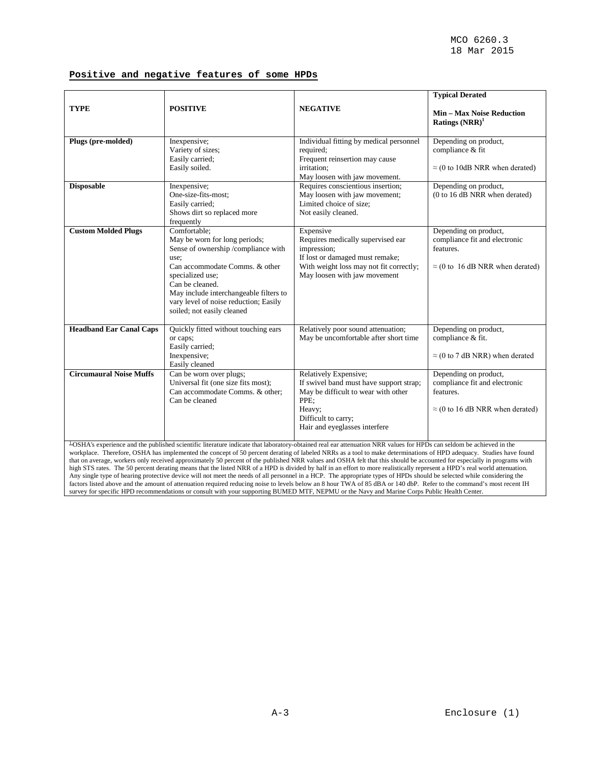## Positive and negative features of some HPDs

| TYPE | POSITIVE | NEGATIVE | Typical Derated<br><br>Min – Max Noise Reduction Ratings (NRR)[1] |
|---|---|---|---|
| **Plugs (pre-molded)** | Inexpensive;<br>Variety of sizes;<br>Easily carried;<br>Easily soiled. | Individual fitting by medical personnel required;<br>Frequent reinsertion may cause irritation;<br>May loosen with jaw movement. | Depending on product, compliance & fit<br><br>≈ (0 to 10dB NRR when derated) |
| **Disposable** | Inexpensive;<br>One-size-fits-most;<br>Easily carried;<br>Shows dirt so replaced more frequently | Requires conscientious insertion;<br>May loosen with jaw movement;<br>Limited choice of size;<br>Not easily cleaned. | Depending on product,<br>(0 to 16 dB NRR when derated) |
| **Custom Molded Plugs** | Comfortable;<br>May be worn for long periods;<br>Sense of ownership /compliance with use;<br>Can accommodate Comms. & other specialized use;<br>Can be cleaned.<br>May include interchangeable filters to vary level of noise reduction; Easily soiled; not easily cleaned | Expensive<br>Requires medically supervised ear impression;<br>If lost or damaged must remake;<br>With weight loss may not fit correctly;<br>May loosen with jaw movement | Depending on product, compliance fit and electronic features.<br><br>≈ (0 to 16 dB NRR when derated) |
| **Headband Ear Canal Caps** | Quickly fitted without touching ears or caps;<br>Easily carried;<br>Inexpensive;<br>Easily cleaned | Relatively poor sound attenuation;<br>May be uncomfortable after short time | Depending on product, compliance & fit.<br><br>≈ (0 to 7 dB NRR) when derated |
| **Circumaural Noise Muffs** | Can be worn over plugs;<br>Universal fit (one size fits most);<br>Can accommodate Comms. & other;<br>Can be cleaned | Relatively Expensive;<br>If swivel band must have support strap;<br>May be difficult to wear with other PPE;<br>Heavy;<br>Difficult to carry;<br>Hair and eyeglasses interfere | Depending on product, compliance fit and electronic features.<br><br>≈ (0 to 16 dB NRR when derated) |

[1] OSHA's experience and the published scientific literature indicate that laboratory-obtained real ear attenuation NRR values for HPDs can seldom be achieved in the workplace. Therefore, OSHA has implemented the concept of 50 percent derating of labeled NRRs as a tool to make determinations of HPD adequacy. Studies have found that on average, workers only received approximately 50 percent of the published NRR values and OSHA felt that this should be accounted for especially in programs with high STS rates. The 50 percent derating means that the listed NRR of a HPD is divided by half in an effort to more realistically represent a HPD's real world attenuation. Any single type of hearing protective device will not meet the needs of all personnel in a HCP. The appropriate types of HPDs should be selected while considering the factors listed above and the amount of attenuation required reducing noise to levels below an 8 hour TWA of 85 dBA or 140 dbP. Refer to the command's most recent IH survey for specific HPD recommendations or consult with your supporting BUMED MTF, NEPMU or the Navy and Marine Corps Public Health Center.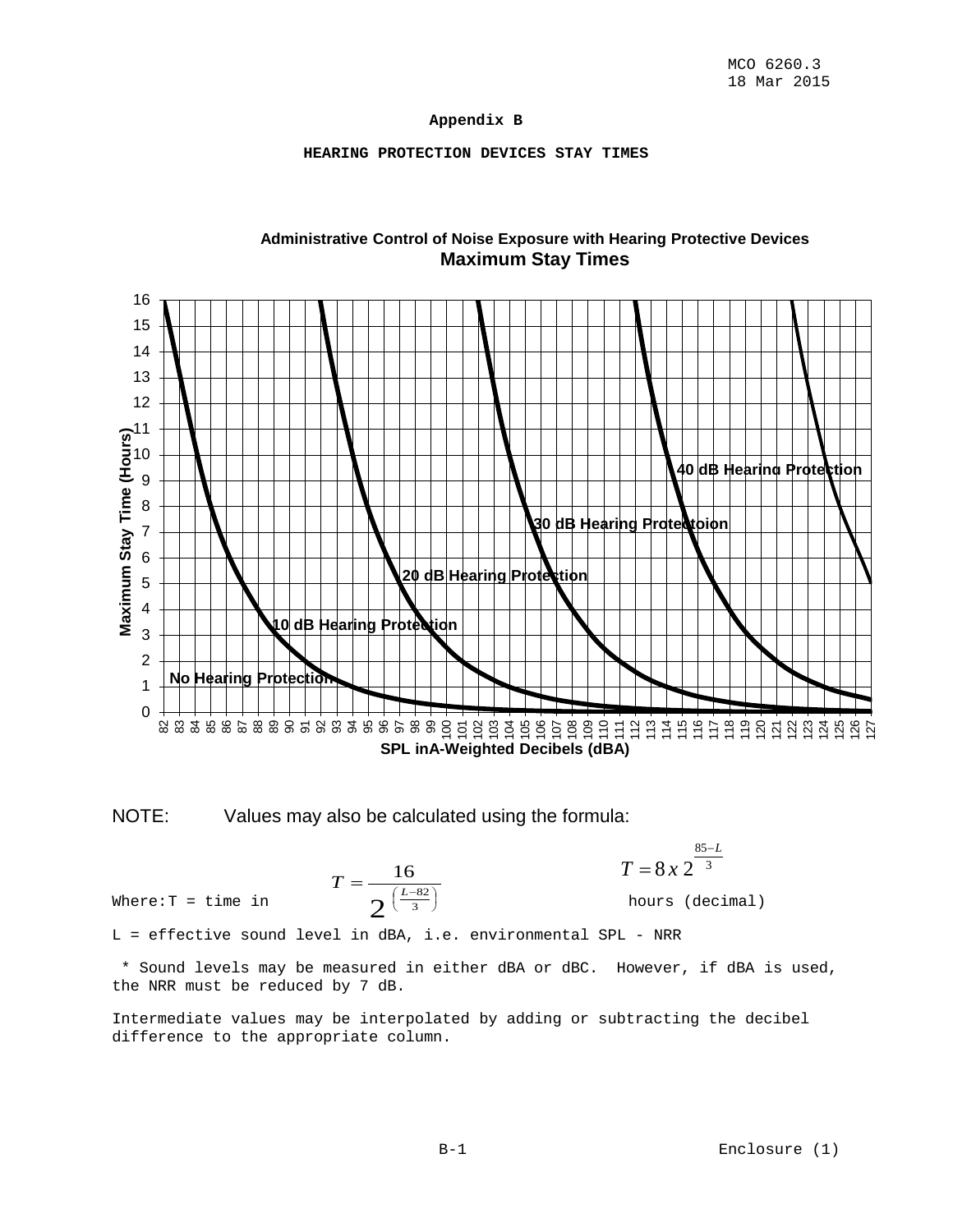## Appendix B

### HEARING PROTECTION DEVICES STAY TIMES

**Administrative Control of Noise Exposure with Hearing Protective Devices**
**Maximum Stay Times**

NOTE: Values may also be calculated using the formula:

$$T = \frac{16}{2^{\left(\frac{L-82}{3}\right)}} \qquad T = 8 \, x \, 2^{\frac{85-L}{3}}$$

Where: T = time in hours (decimal)

L = effective sound level in dBA, i.e. environmental SPL - NRR

* Sound levels may be measured in either dBA or dBC. However, if dBA is used, the NRR must be reduced by 7 dB.

Intermediate values may be interpolated by adding or subtracting the decibel difference to the appropriate column.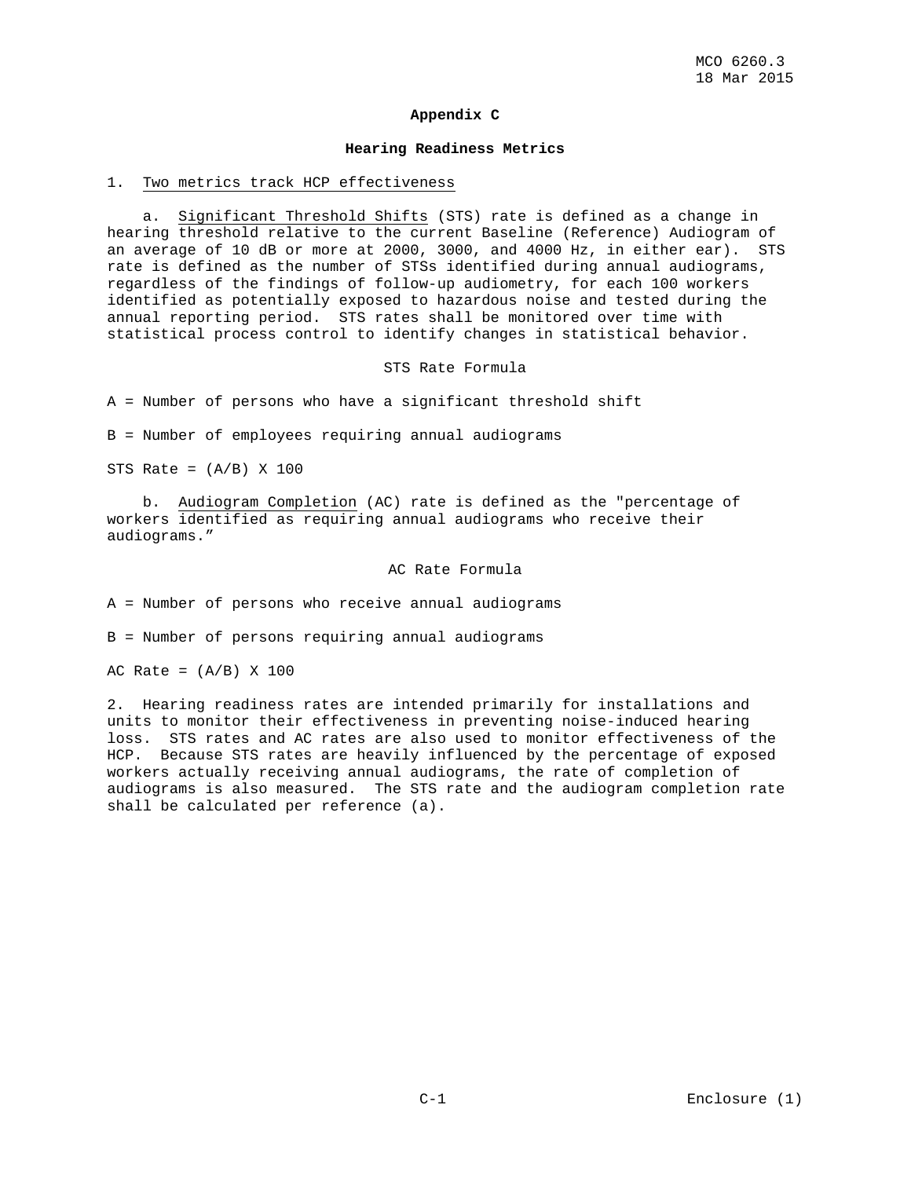# Appendix C

## Hearing Readiness Metrics

1. Two metrics track HCP effectiveness

   a. Significant Threshold Shifts (STS) rate is defined as a change in hearing threshold relative to the current Baseline (Reference) Audiogram of an average of 10 dB or more at 2000, 3000, and 4000 Hz, in either ear). STS rate is defined as the number of STSs identified during annual audiograms, regardless of the findings of follow-up audiometry, for each 100 workers identified as potentially exposed to hazardous noise and tested during the annual reporting period. STS rates shall be monitored over time with statistical process control to identify changes in statistical behavior.

STS Rate Formula

A = Number of persons who have a significant threshold shift

B = Number of employees requiring annual audiograms

STS Rate = (A/B) X 100

   b. Audiogram Completion (AC) rate is defined as the "percentage of workers identified as requiring annual audiograms who receive their audiograms."

AC Rate Formula

A = Number of persons who receive annual audiograms

B = Number of persons requiring annual audiograms

AC Rate = (A/B) X 100

2. Hearing readiness rates are intended primarily for installations and units to monitor their effectiveness in preventing noise-induced hearing loss. STS rates and AC rates are also used to monitor effectiveness of the HCP. Because STS rates are heavily influenced by the percentage of exposed workers actually receiving annual audiograms, the rate of completion of audiograms is also measured. The STS rate and the audiogram completion rate shall be calculated per reference (a).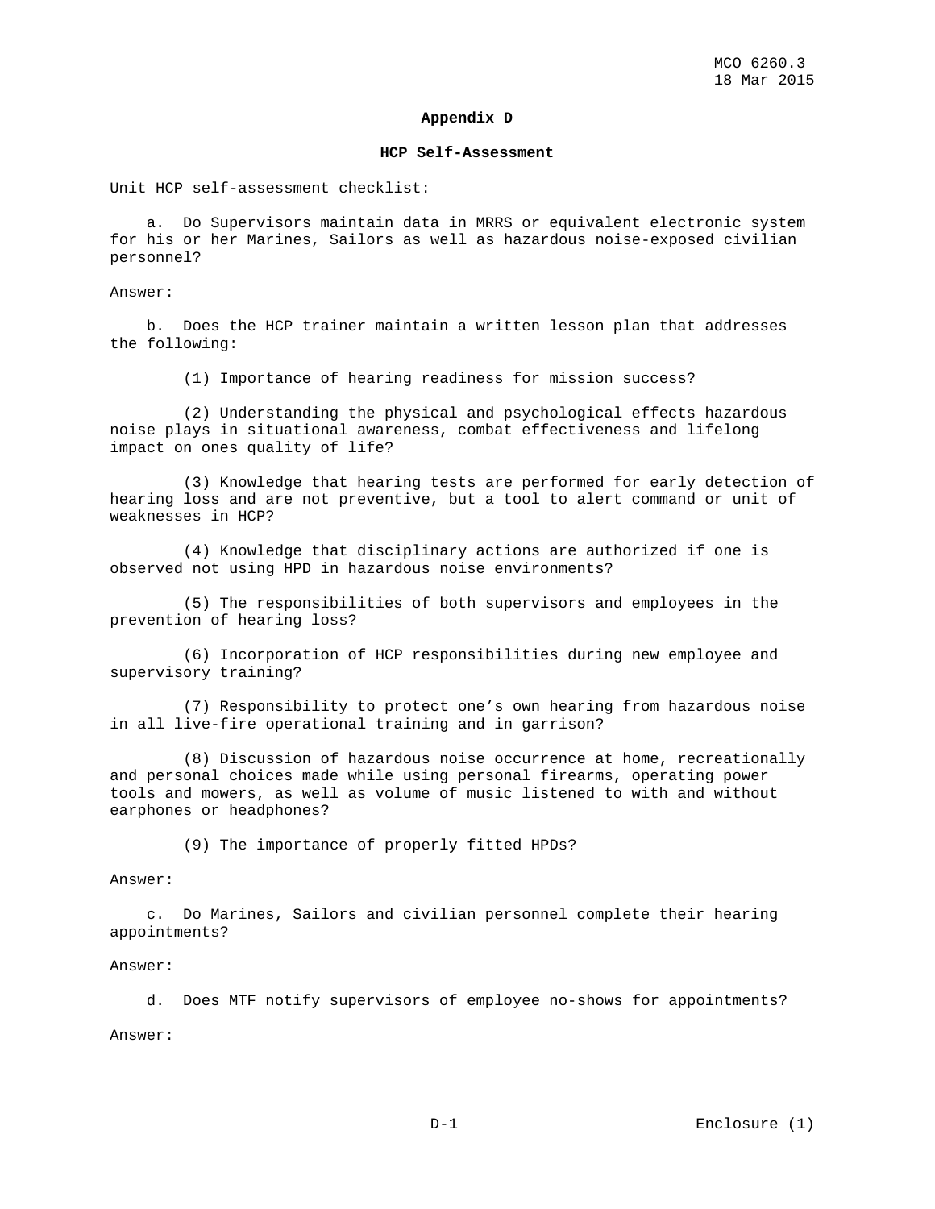## Appendix D

### HCP Self-Assessment

Unit HCP self-assessment checklist:

a. Do Supervisors maintain data in MRRS or equivalent electronic system for his or her Marines, Sailors as well as hazardous noise-exposed civilian personnel?

Answer:

b. Does the HCP trainer maintain a written lesson plan that addresses the following:

(1) Importance of hearing readiness for mission success?

(2) Understanding the physical and psychological effects hazardous noise plays in situational awareness, combat effectiveness and lifelong impact on ones quality of life?

(3) Knowledge that hearing tests are performed for early detection of hearing loss and are not preventive, but a tool to alert command or unit of weaknesses in HCP?

(4) Knowledge that disciplinary actions are authorized if one is observed not using HPD in hazardous noise environments?

(5) The responsibilities of both supervisors and employees in the prevention of hearing loss?

(6) Incorporation of HCP responsibilities during new employee and supervisory training?

(7) Responsibility to protect one's own hearing from hazardous noise in all live-fire operational training and in garrison?

(8) Discussion of hazardous noise occurrence at home, recreationally and personal choices made while using personal firearms, operating power tools and mowers, as well as volume of music listened to with and without earphones or headphones?

(9) The importance of properly fitted HPDs?

Answer:

c. Do Marines, Sailors and civilian personnel complete their hearing appointments?

Answer:

d. Does MTF notify supervisors of employee no-shows for appointments?

Answer: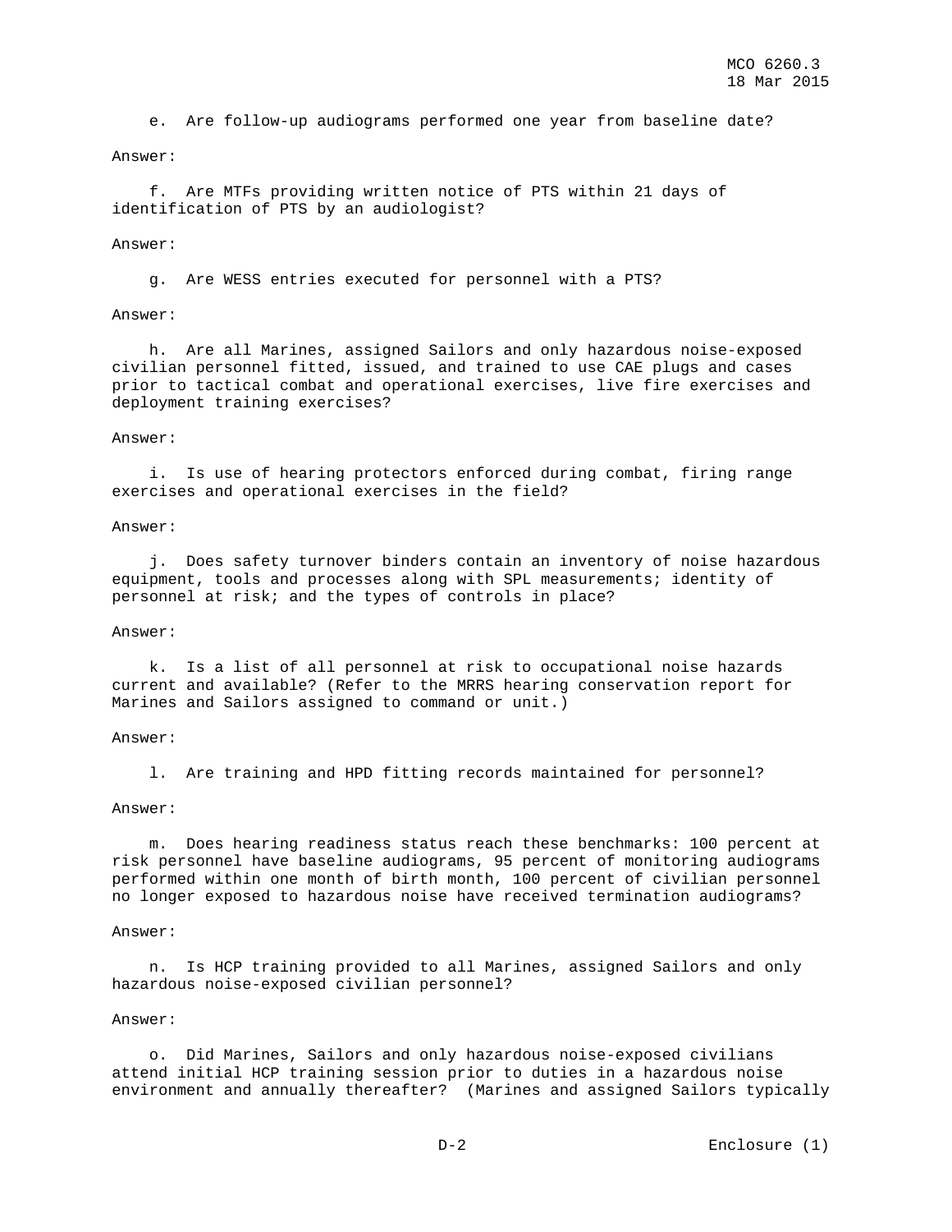e. Are follow-up audiograms performed one year from baseline date?

Answer:

f. Are MTFs providing written notice of PTS within 21 days of identification of PTS by an audiologist?

Answer:

g. Are WESS entries executed for personnel with a PTS?

Answer:

h. Are all Marines, assigned Sailors and only hazardous noise-exposed civilian personnel fitted, issued, and trained to use CAE plugs and cases prior to tactical combat and operational exercises, live fire exercises and deployment training exercises?

Answer:

i. Is use of hearing protectors enforced during combat, firing range exercises and operational exercises in the field?

Answer:

j. Does safety turnover binders contain an inventory of noise hazardous equipment, tools and processes along with SPL measurements; identity of personnel at risk; and the types of controls in place?

Answer:

k. Is a list of all personnel at risk to occupational noise hazards current and available? (Refer to the MRRS hearing conservation report for Marines and Sailors assigned to command or unit.)

Answer:

l. Are training and HPD fitting records maintained for personnel?

Answer:

m. Does hearing readiness status reach these benchmarks: 100 percent at risk personnel have baseline audiograms, 95 percent of monitoring audiograms performed within one month of birth month, 100 percent of civilian personnel no longer exposed to hazardous noise have received termination audiograms?

Answer:

n. Is HCP training provided to all Marines, assigned Sailors and only hazardous noise-exposed civilian personnel?

Answer:

o. Did Marines, Sailors and only hazardous noise-exposed civilians attend initial HCP training session prior to duties in a hazardous noise environment and annually thereafter? (Marines and assigned Sailors typically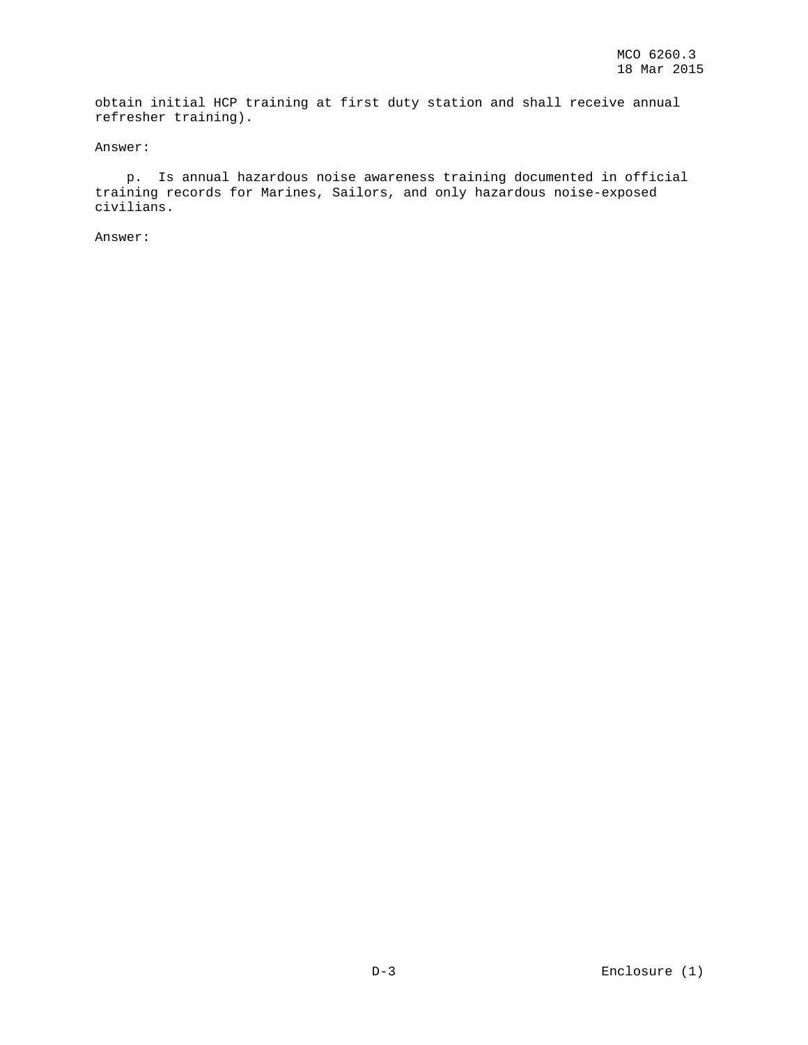obtain initial HCP training at first duty station and shall receive annual refresher training).

Answer:

p. Is annual hazardous noise awareness training documented in official training records for Marines, Sailors, and only hazardous noise-exposed civilians.

Answer: